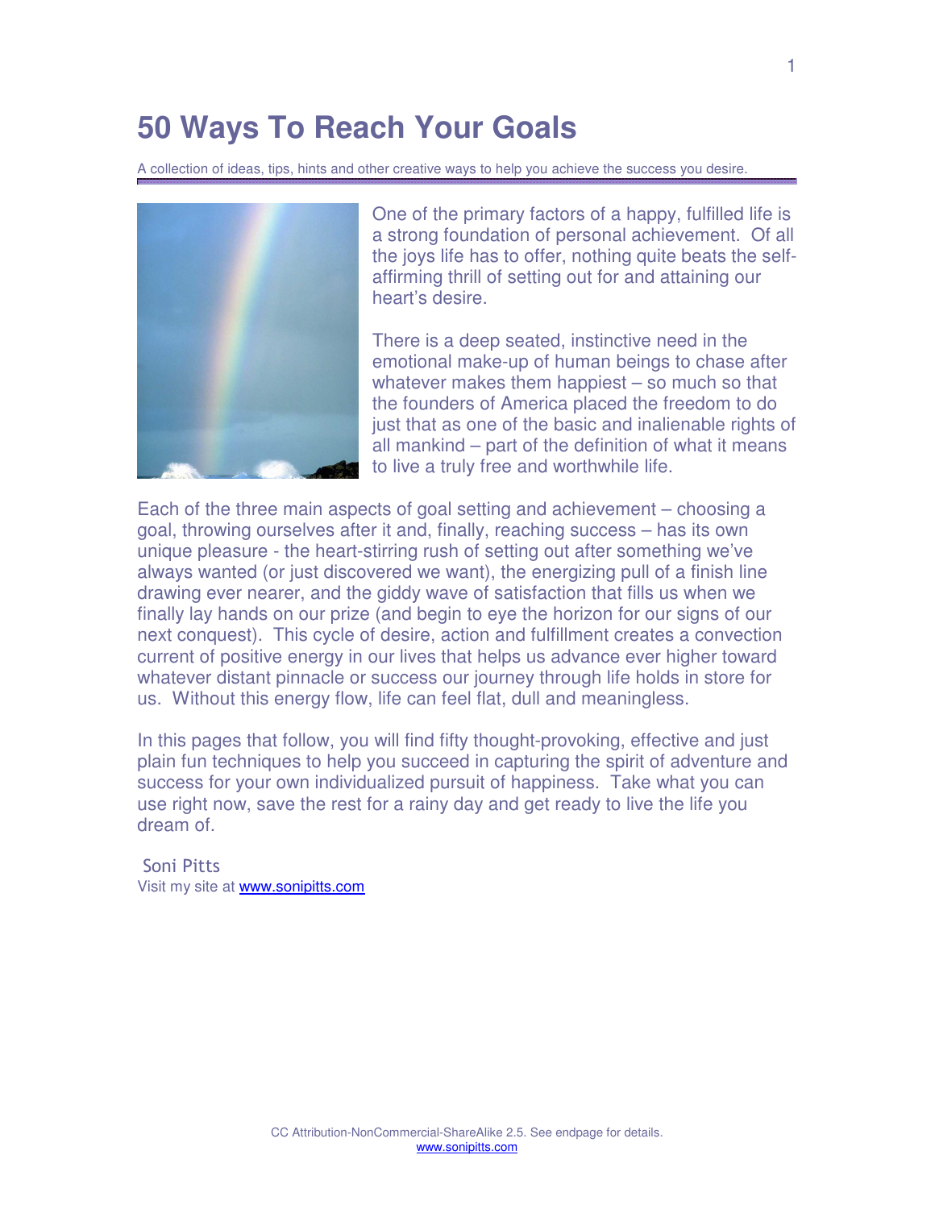# 50 Ways To Reach Your Goals

A collection of ideas, tips, hints and other creative ways to help you achieve the success you desire.

One of the primary factors of a happy, fulfilled life is a strong foundation of personal achievement. Of all the joys life has to offer, nothing quite beats the self-affirming thrill of setting out for and attaining our heart's desire.

There is a deep seated, instinctive need in the emotional make-up of human beings to chase after whatever makes them happiest – so much so that the founders of America placed the freedom to do just that as one of the basic and inalienable rights of all mankind – part of the definition of what it means to live a truly free and worthwhile life.

Each of the three main aspects of goal setting and achievement – choosing a goal, throwing ourselves after it and, finally, reaching success – has its own unique pleasure - the heart-stirring rush of setting out after something we've always wanted (or just discovered we want), the energizing pull of a finish line drawing ever nearer, and the giddy wave of satisfaction that fills us when we finally lay hands on our prize (and begin to eye the horizon for our signs of our next conquest). This cycle of desire, action and fulfillment creates a convection current of positive energy in our lives that helps us advance ever higher toward whatever distant pinnacle or success our journey through life holds in store for us. Without this energy flow, life can feel flat, dull and meaningless.

In this pages that follow, you will find fifty thought-provoking, effective and just plain fun techniques to help you succeed in capturing the spirit of adventure and success for your own individualized pursuit of happiness. Take what you can use right now, save the rest for a rainy day and get ready to live the life you dream of.

Soni Pitts
Visit my site at [www.sonipitts.com](http://www.sonipitts.com)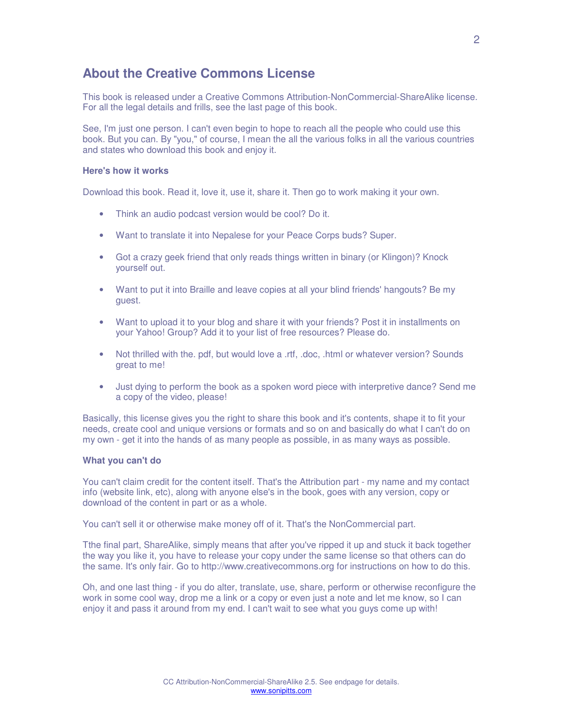## About the Creative Commons License

This book is released under a Creative Commons Attribution-NonCommercial-ShareAlike license. For all the legal details and frills, see the last page of this book.

See, I'm just one person. I can't even begin to hope to reach all the people who could use this book. But you can. By "you," of course, I mean the all the various folks in all the various countries and states who download this book and enjoy it.

**Here's how it works**

Download this book. Read it, love it, use it, share it. Then go to work making it your own.

- Think an audio podcast version would be cool? Do it.
- Want to translate it into Nepalese for your Peace Corps buds? Super.
- Got a crazy geek friend that only reads things written in binary (or Klingon)? Knock yourself out.
- Want to put it into Braille and leave copies at all your blind friends' hangouts? Be my guest.
- Want to upload it to your blog and share it with your friends? Post it in installments on your Yahoo! Group? Add it to your list of free resources? Please do.
- Not thrilled with the. pdf, but would love a .rtf, .doc, .html or whatever version? Sounds great to me!
- Just dying to perform the book as a spoken word piece with interpretive dance? Send me a copy of the video, please!

Basically, this license gives you the right to share this book and it's contents, shape it to fit your needs, create cool and unique versions or formats and so on and basically do what I can't do on my own - get it into the hands of as many people as possible, in as many ways as possible.

**What you can't do**

You can't claim credit for the content itself. That's the Attribution part - my name and my contact info (website link, etc), along with anyone else's in the book, goes with any version, copy or download of the content in part or as a whole.

You can't sell it or otherwise make money off of it. That's the NonCommercial part.

Tthe final part, ShareAlike, simply means that after you've ripped it up and stuck it back together the way you like it, you have to release your copy under the same license so that others can do the same. It's only fair. Go to http://www.creativecommons.org for instructions on how to do this.

Oh, and one last thing - if you do alter, translate, use, share, perform or otherwise reconfigure the work in some cool way, drop me a link or a copy or even just a note and let me know, so I can enjoy it and pass it around from my end. I can't wait to see what you guys come up with!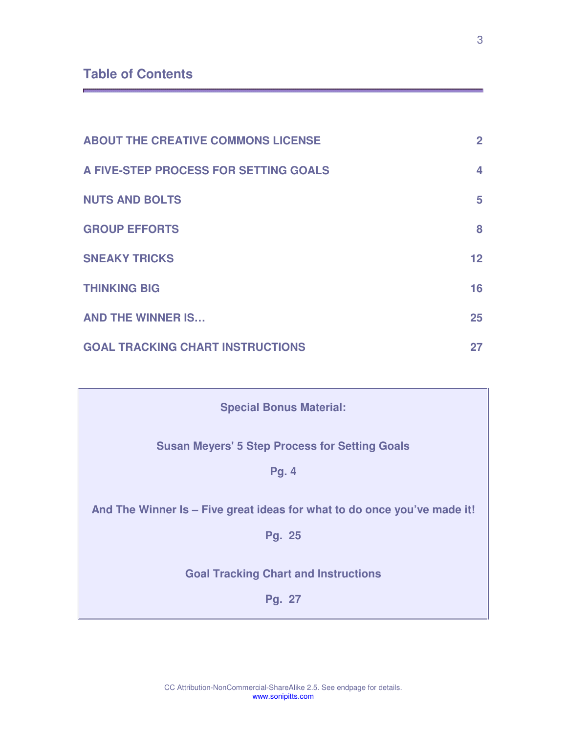## Table of Contents

| | |
|---|---|
| **ABOUT THE CREATIVE COMMONS LICENSE** | **2** |
| **A FIVE-STEP PROCESS FOR SETTING GOALS** | **4** |
| **NUTS AND BOLTS** | **5** |
| **GROUP EFFORTS** | **8** |
| **SNEAKY TRICKS** | **12** |
| **THINKING BIG** | **16** |
| **AND THE WINNER IS…** | **25** |
| **GOAL TRACKING CHART INSTRUCTIONS** | **27** |

**Special Bonus Material:**

**Susan Meyers' 5 Step Process for Setting Goals**

**Pg. 4**

**And The Winner Is – Five great ideas for what to do once you've made it!**

**Pg. 25**

**Goal Tracking Chart and Instructions**

**Pg. 27**

CC Attribution-NonCommercial-ShareAlike 2.5. See endpage for details.
www.sonipitts.com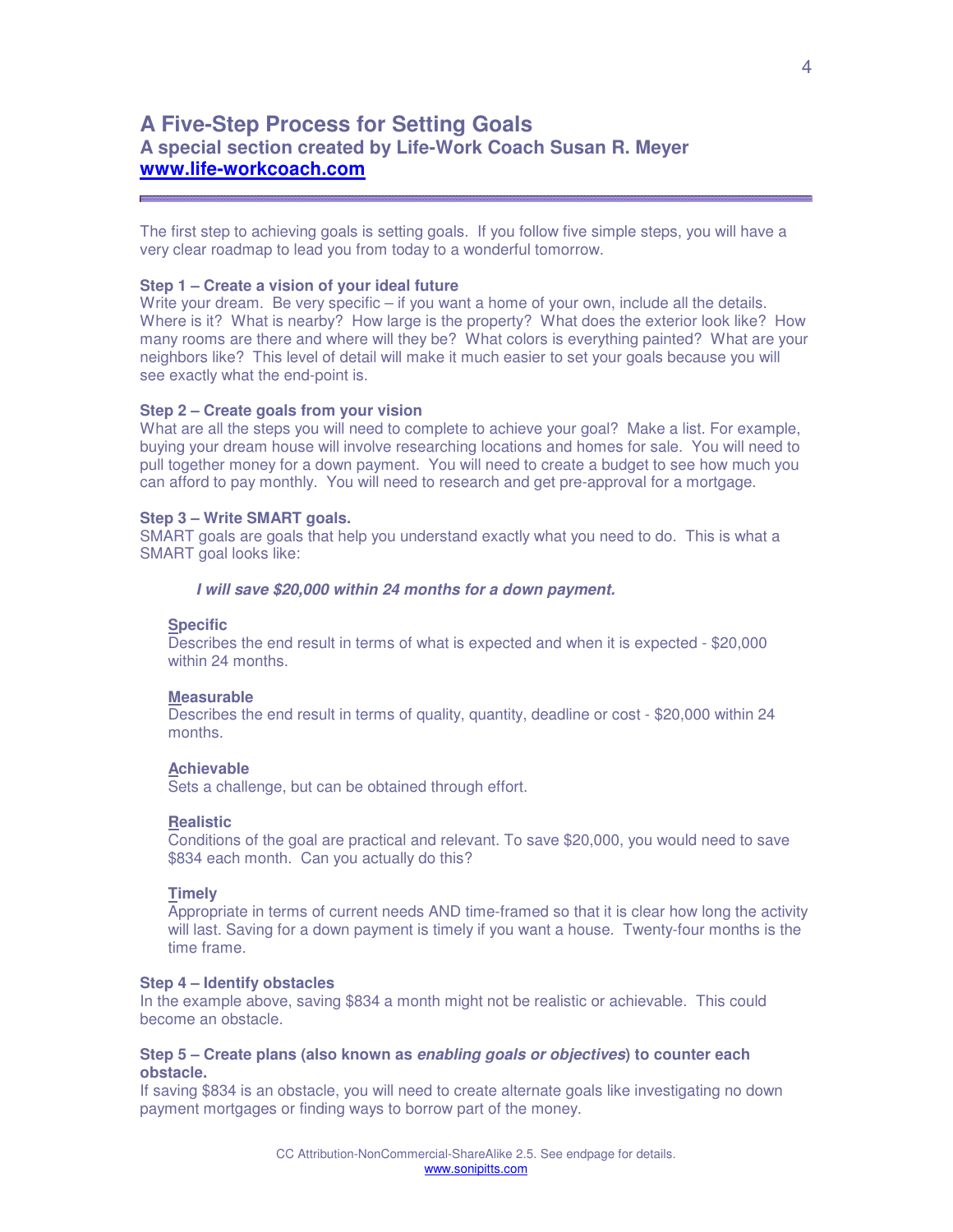## A Five-Step Process for Setting Goals

### A special section created by Life-Work Coach Susan R. Meyer

**[www.life-workcoach.com](http://www.life-workcoach.com)**

---

The first step to achieving goals is setting goals. If you follow five simple steps, you will have a very clear roadmap to lead you from today to a wonderful tomorrow.

**Step 1 – Create a vision of your ideal future**

Write your dream. Be very specific – if you want a home of your own, include all the details. Where is it? What is nearby? How large is the property? What does the exterior look like? How many rooms are there and where will they be? What colors is everything painted? What are your neighbors like? This level of detail will make it much easier to set your goals because you will see exactly what the end-point is.

**Step 2 – Create goals from your vision**

What are all the steps you will need to complete to achieve your goal? Make a list. For example, buying your dream house will involve researching locations and homes for sale. You will need to pull together money for a down payment. You will need to create a budget to see how much you can afford to pay monthly. You will need to research and get pre-approval for a mortgage.

**Step 3 – Write SMART goals.**

SMART goals are goals that help you understand exactly what you need to do. This is what a SMART goal looks like:

> ***I will save $20,000 within 24 months for a down payment.***

**Specific**
Describes the end result in terms of what is expected and when it is expected - $20,000 within 24 months.

**Measurable**
Describes the end result in terms of quality, quantity, deadline or cost - $20,000 within 24 months.

**Achievable**
Sets a challenge, but can be obtained through effort.

**Realistic**
Conditions of the goal are practical and relevant. To save $20,000, you would need to save $834 each month. Can you actually do this?

**Timely**
Appropriate in terms of current needs AND time-framed so that it is clear how long the activity will last. Saving for a down payment is timely if you want a house. Twenty-four months is the time frame.

**Step 4 – Identify obstacles**

In the example above, saving $834 a month might not be realistic or achievable. This could become an obstacle.

**Step 5 – Create plans (also known as *enabling goals or objectives*) to counter each obstacle.**

If saving $834 is an obstacle, you will need to create alternate goals like investigating no down payment mortgages or finding ways to borrow part of the money.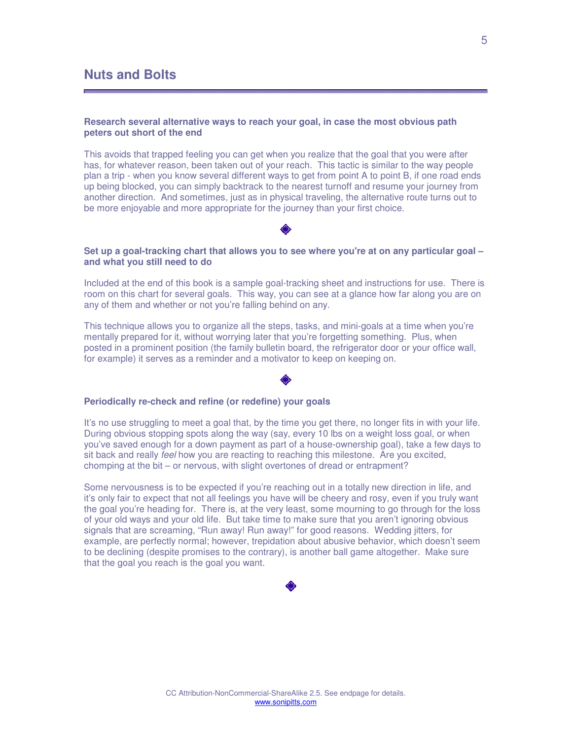## Nuts and Bolts

**Research several alternative ways to reach your goal, in case the most obvious path peters out short of the end**

This avoids that trapped feeling you can get when you realize that the goal that you were after has, for whatever reason, been taken out of your reach. This tactic is similar to the way people plan a trip - when you know several different ways to get from point A to point B, if one road ends up being blocked, you can simply backtrack to the nearest turnoff and resume your journey from another direction. And sometimes, just as in physical traveling, the alternative route turns out to be more enjoyable and more appropriate for the journey than your first choice.

◆

**Set up a goal-tracking chart that allows you to see where you're at on any particular goal – and what you still need to do**

Included at the end of this book is a sample goal-tracking sheet and instructions for use. There is room on this chart for several goals. This way, you can see at a glance how far along you are on any of them and whether or not you're falling behind on any.

This technique allows you to organize all the steps, tasks, and mini-goals at a time when you're mentally prepared for it, without worrying later that you're forgetting something. Plus, when posted in a prominent position (the family bulletin board, the refrigerator door or your office wall, for example) it serves as a reminder and a motivator to keep on keeping on.

◆

**Periodically re-check and refine (or redefine) your goals**

It's no use struggling to meet a goal that, by the time you get there, no longer fits in with your life. During obvious stopping spots along the way (say, every 10 lbs on a weight loss goal, or when you've saved enough for a down payment as part of a house-ownership goal), take a few days to sit back and really *feel* how you are reacting to reaching this milestone. Are you excited, chomping at the bit – or nervous, with slight overtones of dread or entrapment?

Some nervousness is to be expected if you're reaching out in a totally new direction in life, and it's only fair to expect that not all feelings you have will be cheery and rosy, even if you truly want the goal you're heading for. There is, at the very least, some mourning to go through for the loss of your old ways and your old life. But take time to make sure that you aren't ignoring obvious signals that are screaming, "Run away! Run away!" for good reasons. Wedding jitters, for example, are perfectly normal; however, trepidation about abusive behavior, which doesn't seem to be declining (despite promises to the contrary), is another ball game altogether. Make sure that the goal you reach is the goal you want.

◆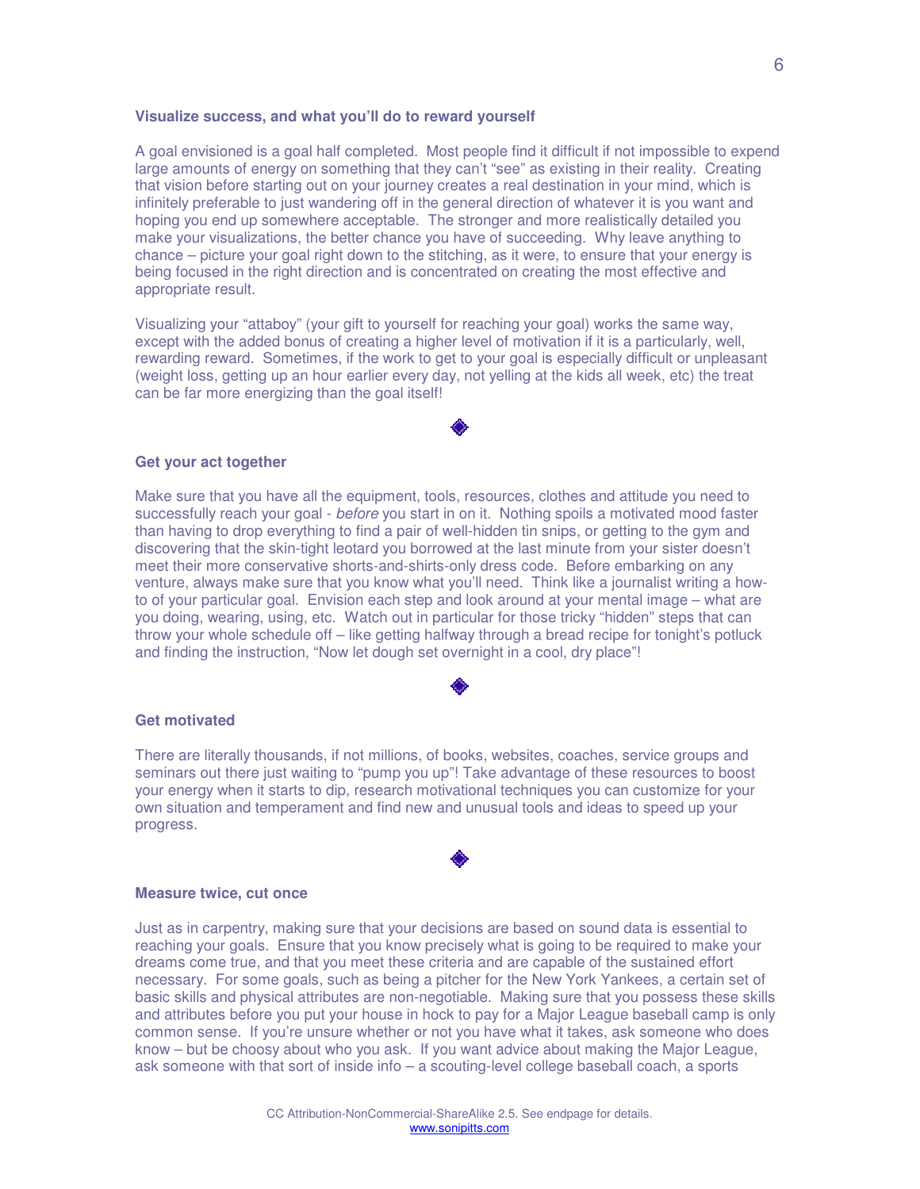### Visualize success, and what you'll do to reward yourself

A goal envisioned is a goal half completed. Most people find it difficult if not impossible to expend large amounts of energy on something that they can't "see" as existing in their reality. Creating that vision before starting out on your journey creates a real destination in your mind, which is infinitely preferable to just wandering off in the general direction of whatever it is you want and hoping you end up somewhere acceptable. The stronger and more realistically detailed you make your visualizations, the better chance you have of succeeding. Why leave anything to chance – picture your goal right down to the stitching, as it were, to ensure that your energy is being focused in the right direction and is concentrated on creating the most effective and appropriate result.

Visualizing your "attaboy" (your gift to yourself for reaching your goal) works the same way, except with the added bonus of creating a higher level of motivation if it is a particularly, well, rewarding reward. Sometimes, if the work to get to your goal is especially difficult or unpleasant (weight loss, getting up an hour earlier every day, not yelling at the kids all week, etc) the treat can be far more energizing than the goal itself!

◆

### Get your act together

Make sure that you have all the equipment, tools, resources, clothes and attitude you need to successfully reach your goal - *before* you start in on it. Nothing spoils a motivated mood faster than having to drop everything to find a pair of well-hidden tin snips, or getting to the gym and discovering that the skin-tight leotard you borrowed at the last minute from your sister doesn't meet their more conservative shorts-and-shirts-only dress code. Before embarking on any venture, always make sure that you know what you'll need. Think like a journalist writing a how-to of your particular goal. Envision each step and look around at your mental image – what are you doing, wearing, using, etc. Watch out in particular for those tricky "hidden" steps that can throw your whole schedule off – like getting halfway through a bread recipe for tonight's potluck and finding the instruction, "Now let dough set overnight in a cool, dry place"!

◆

### Get motivated

There are literally thousands, if not millions, of books, websites, coaches, service groups and seminars out there just waiting to "pump you up"! Take advantage of these resources to boost your energy when it starts to dip, research motivational techniques you can customize for your own situation and temperament and find new and unusual tools and ideas to speed up your progress.

◆

### Measure twice, cut once

Just as in carpentry, making sure that your decisions are based on sound data is essential to reaching your goals. Ensure that you know precisely what is going to be required to make your dreams come true, and that you meet these criteria and are capable of the sustained effort necessary. For some goals, such as being a pitcher for the New York Yankees, a certain set of basic skills and physical attributes are non-negotiable. Making sure that you possess these skills and attributes before you put your house in hock to pay for a Major League baseball camp is only common sense. If you're unsure whether or not you have what it takes, ask someone who does know – but be choosy about who you ask. If you want advice about making the Major League, ask someone with that sort of inside info – a scouting-level college baseball coach, a sports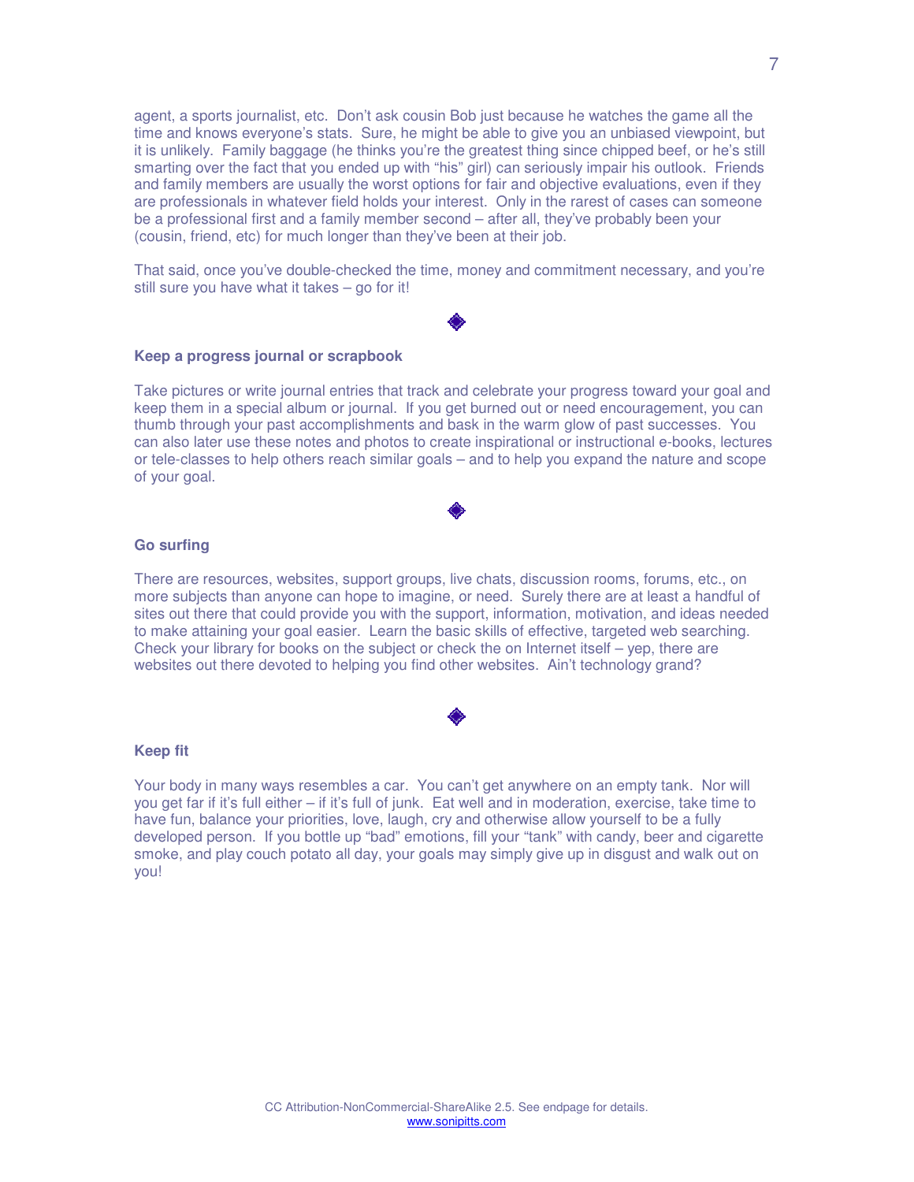agent, a sports journalist, etc. Don't ask cousin Bob just because he watches the game all the time and knows everyone's stats. Sure, he might be able to give you an unbiased viewpoint, but it is unlikely. Family baggage (he thinks you're the greatest thing since chipped beef, or he's still smarting over the fact that you ended up with "his" girl) can seriously impair his outlook. Friends and family members are usually the worst options for fair and objective evaluations, even if they are professionals in whatever field holds your interest. Only in the rarest of cases can someone be a professional first and a family member second – after all, they've probably been your (cousin, friend, etc) for much longer than they've been at their job.

That said, once you've double-checked the time, money and commitment necessary, and you're still sure you have what it takes – go for it!

◆

**Keep a progress journal or scrapbook**

Take pictures or write journal entries that track and celebrate your progress toward your goal and keep them in a special album or journal. If you get burned out or need encouragement, you can thumb through your past accomplishments and bask in the warm glow of past successes. You can also later use these notes and photos to create inspirational or instructional e-books, lectures or tele-classes to help others reach similar goals – and to help you expand the nature and scope of your goal.

◆

**Go surfing**

There are resources, websites, support groups, live chats, discussion rooms, forums, etc., on more subjects than anyone can hope to imagine, or need. Surely there are at least a handful of sites out there that could provide you with the support, information, motivation, and ideas needed to make attaining your goal easier. Learn the basic skills of effective, targeted web searching. Check your library for books on the subject or check the on Internet itself – yep, there are websites out there devoted to helping you find other websites. Ain't technology grand?

◆

**Keep fit**

Your body in many ways resembles a car. You can't get anywhere on an empty tank. Nor will you get far if it's full either – if it's full of junk. Eat well and in moderation, exercise, take time to have fun, balance your priorities, love, laugh, cry and otherwise allow yourself to be a fully developed person. If you bottle up "bad" emotions, fill your "tank" with candy, beer and cigarette smoke, and play couch potato all day, your goals may simply give up in disgust and walk out on you!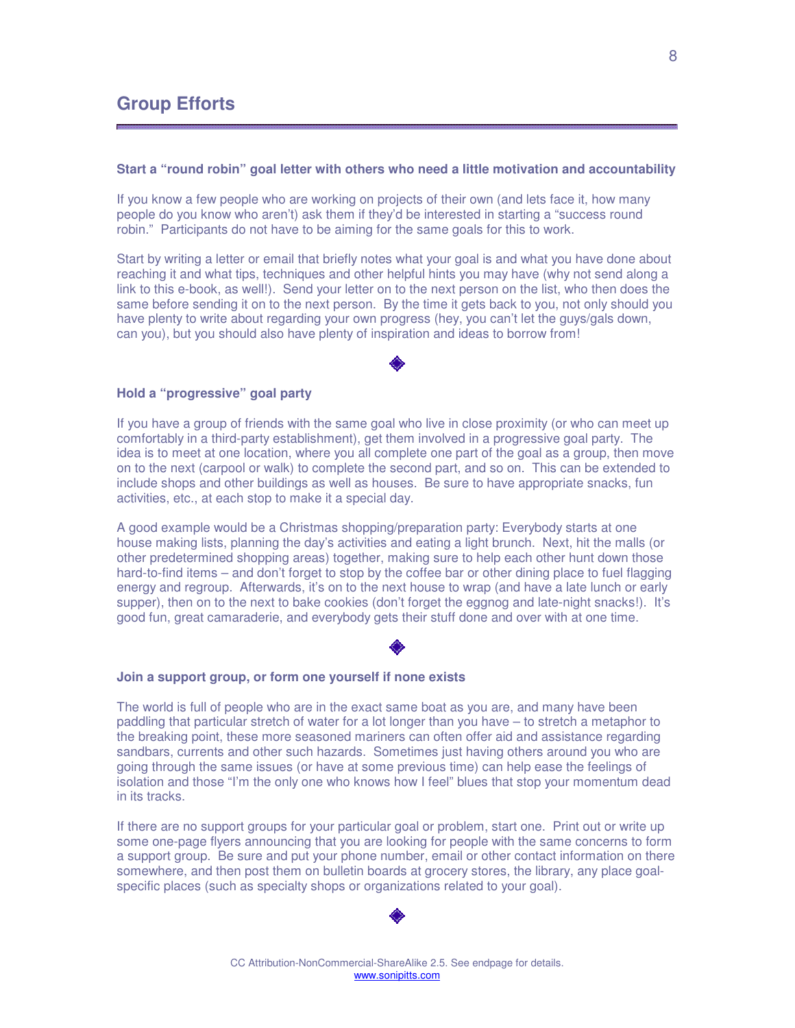## Group Efforts

**Start a "round robin" goal letter with others who need a little motivation and accountability**

If you know a few people who are working on projects of their own (and lets face it, how many people do you know who aren't) ask them if they'd be interested in starting a "success round robin." Participants do not have to be aiming for the same goals for this to work.

Start by writing a letter or email that briefly notes what your goal is and what you have done about reaching it and what tips, techniques and other helpful hints you may have (why not send along a link to this e-book, as well!). Send your letter on to the next person on the list, who then does the same before sending it on to the next person. By the time it gets back to you, not only should you have plenty to write about regarding your own progress (hey, you can't let the guys/gals down, can you), but you should also have plenty of inspiration and ideas to borrow from!

◆

**Hold a "progressive" goal party**

If you have a group of friends with the same goal who live in close proximity (or who can meet up comfortably in a third-party establishment), get them involved in a progressive goal party. The idea is to meet at one location, where you all complete one part of the goal as a group, then move on to the next (carpool or walk) to complete the second part, and so on. This can be extended to include shops and other buildings as well as houses. Be sure to have appropriate snacks, fun activities, etc., at each stop to make it a special day.

A good example would be a Christmas shopping/preparation party: Everybody starts at one house making lists, planning the day's activities and eating a light brunch. Next, hit the malls (or other predetermined shopping areas) together, making sure to help each other hunt down those hard-to-find items – and don't forget to stop by the coffee bar or other dining place to fuel flagging energy and regroup. Afterwards, it's on to the next house to wrap (and have a late lunch or early supper), then on to the next to bake cookies (don't forget the eggnog and late-night snacks!). It's good fun, great camaraderie, and everybody gets their stuff done and over with at one time.

◆

**Join a support group, or form one yourself if none exists**

The world is full of people who are in the exact same boat as you are, and many have been paddling that particular stretch of water for a lot longer than you have – to stretch a metaphor to the breaking point, these more seasoned mariners can often offer aid and assistance regarding sandbars, currents and other such hazards. Sometimes just having others around you who are going through the same issues (or have at some previous time) can help ease the feelings of isolation and those "I'm the only one who knows how I feel" blues that stop your momentum dead in its tracks.

If there are no support groups for your particular goal or problem, start one. Print out or write up some one-page flyers announcing that you are looking for people with the same concerns to form a support group. Be sure and put your phone number, email or other contact information on there somewhere, and then post them on bulletin boards at grocery stores, the library, any place goal-specific places (such as specialty shops or organizations related to your goal).

◆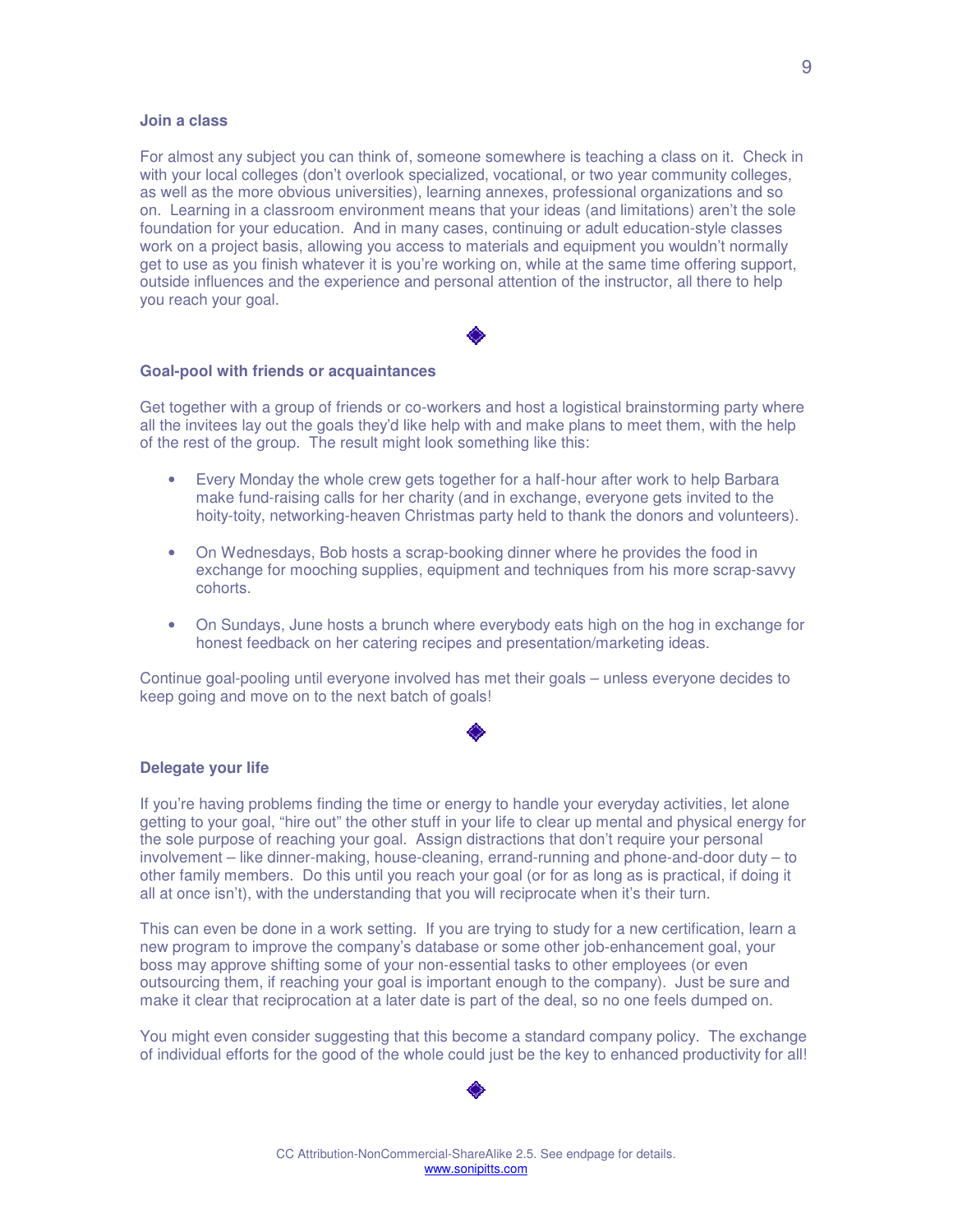### Join a class

For almost any subject you can think of, someone somewhere is teaching a class on it. Check in with your local colleges (don't overlook specialized, vocational, or two year community colleges, as well as the more obvious universities), learning annexes, professional organizations and so on. Learning in a classroom environment means that your ideas (and limitations) aren't the sole foundation for your education. And in many cases, continuing or adult education-style classes work on a project basis, allowing you access to materials and equipment you wouldn't normally get to use as you finish whatever it is you're working on, while at the same time offering support, outside influences and the experience and personal attention of the instructor, all there to help you reach your goal.

◈

### Goal-pool with friends or acquaintances

Get together with a group of friends or co-workers and host a logistical brainstorming party where all the invitees lay out the goals they'd like help with and make plans to meet them, with the help of the rest of the group. The result might look something like this:

- Every Monday the whole crew gets together for a half-hour after work to help Barbara make fund-raising calls for her charity (and in exchange, everyone gets invited to the hoity-toity, networking-heaven Christmas party held to thank the donors and volunteers).
- On Wednesdays, Bob hosts a scrap-booking dinner where he provides the food in exchange for mooching supplies, equipment and techniques from his more scrap-savvy cohorts.
- On Sundays, June hosts a brunch where everybody eats high on the hog in exchange for honest feedback on her catering recipes and presentation/marketing ideas.

Continue goal-pooling until everyone involved has met their goals – unless everyone decides to keep going and move on to the next batch of goals!

◈

### Delegate your life

If you're having problems finding the time or energy to handle your everyday activities, let alone getting to your goal, "hire out" the other stuff in your life to clear up mental and physical energy for the sole purpose of reaching your goal. Assign distractions that don't require your personal involvement – like dinner-making, house-cleaning, errand-running and phone-and-door duty – to other family members. Do this until you reach your goal (or for as long as is practical, if doing it all at once isn't), with the understanding that you will reciprocate when it's their turn.

This can even be done in a work setting. If you are trying to study for a new certification, learn a new program to improve the company's database or some other job-enhancement goal, your boss may approve shifting some of your non-essential tasks to other employees (or even outsourcing them, if reaching your goal is important enough to the company). Just be sure and make it clear that reciprocation at a later date is part of the deal, so no one feels dumped on.

You might even consider suggesting that this become a standard company policy. The exchange of individual efforts for the good of the whole could just be the key to enhanced productivity for all!

◈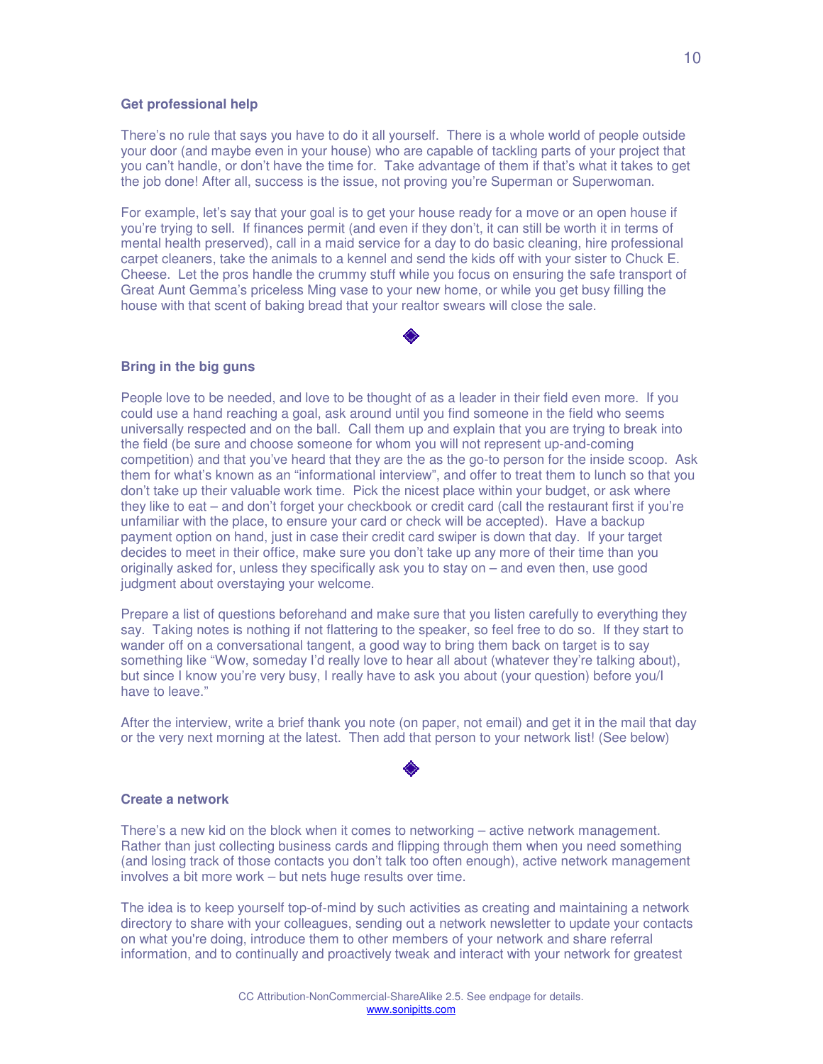**Get professional help**

There's no rule that says you have to do it all yourself. There is a whole world of people outside your door (and maybe even in your house) who are capable of tackling parts of your project that you can't handle, or don't have the time for. Take advantage of them if that's what it takes to get the job done! After all, success is the issue, not proving you're Superman or Superwoman.

For example, let's say that your goal is to get your house ready for a move or an open house if you're trying to sell. If finances permit (and even if they don't, it can still be worth it in terms of mental health preserved), call in a maid service for a day to do basic cleaning, hire professional carpet cleaners, take the animals to a kennel and send the kids off with your sister to Chuck E. Cheese. Let the pros handle the crummy stuff while you focus on ensuring the safe transport of Great Aunt Gemma's priceless Ming vase to your new home, or while you get busy filling the house with that scent of baking bread that your realtor swears will close the sale.

◈

**Bring in the big guns**

People love to be needed, and love to be thought of as a leader in their field even more. If you could use a hand reaching a goal, ask around until you find someone in the field who seems universally respected and on the ball. Call them up and explain that you are trying to break into the field (be sure and choose someone for whom you will not represent up-and-coming competition) and that you've heard that they are the as the go-to person for the inside scoop. Ask them for what's known as an "informational interview", and offer to treat them to lunch so that you don't take up their valuable work time. Pick the nicest place within your budget, or ask where they like to eat – and don't forget your checkbook or credit card (call the restaurant first if you're unfamiliar with the place, to ensure your card or check will be accepted). Have a backup payment option on hand, just in case their credit card swiper is down that day. If your target decides to meet in their office, make sure you don't take up any more of their time than you originally asked for, unless they specifically ask you to stay on – and even then, use good judgment about overstaying your welcome.

Prepare a list of questions beforehand and make sure that you listen carefully to everything they say. Taking notes is nothing if not flattering to the speaker, so feel free to do so. If they start to wander off on a conversational tangent, a good way to bring them back on target is to say something like "Wow, someday I'd really love to hear all about (whatever they're talking about), but since I know you're very busy, I really have to ask you about (your question) before you/I have to leave."

After the interview, write a brief thank you note (on paper, not email) and get it in the mail that day or the very next morning at the latest. Then add that person to your network list! (See below)

◈

**Create a network**

There's a new kid on the block when it comes to networking – active network management. Rather than just collecting business cards and flipping through them when you need something (and losing track of those contacts you don't talk too often enough), active network management involves a bit more work – but nets huge results over time.

The idea is to keep yourself top-of-mind by such activities as creating and maintaining a network directory to share with your colleagues, sending out a network newsletter to update your contacts on what you're doing, introduce them to other members of your network and share referral information, and to continually and proactively tweak and interact with your network for greatest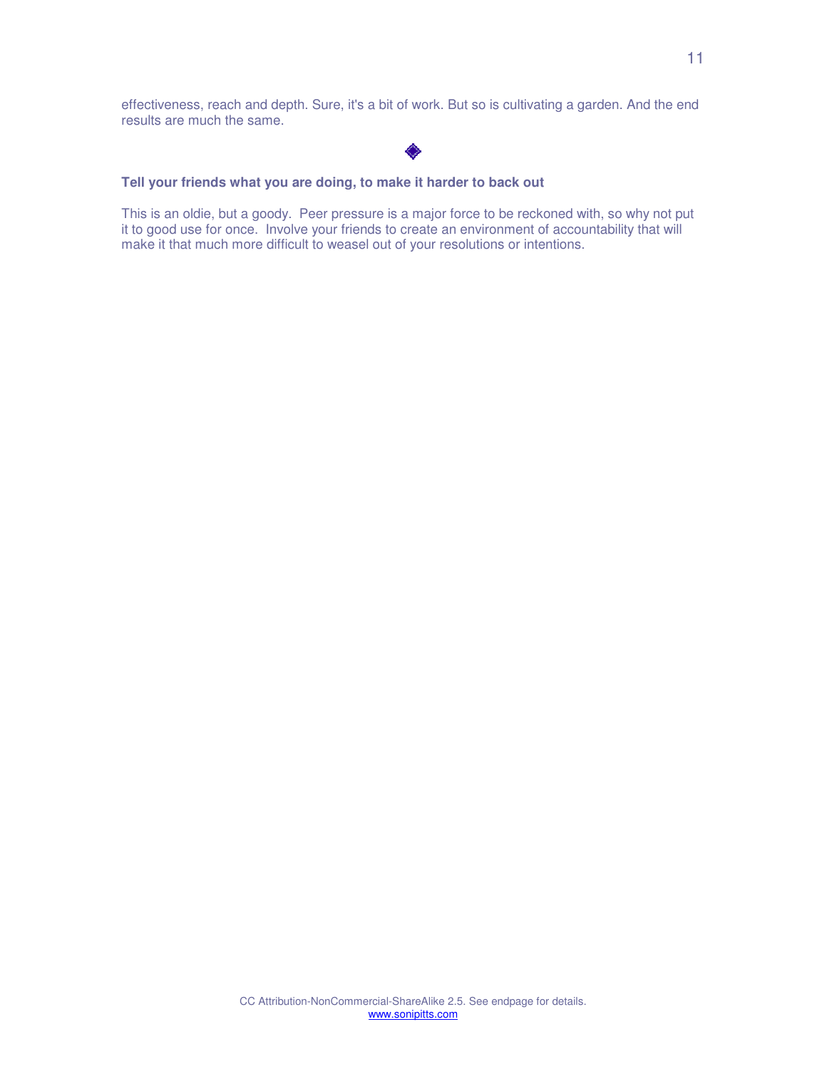effectiveness, reach and depth. Sure, it's a bit of work. But so is cultivating a garden. And the end results are much the same.

◈

**Tell your friends what you are doing, to make it harder to back out**

This is an oldie, but a goody. Peer pressure is a major force to be reckoned with, so why not put it to good use for once. Involve your friends to create an environment of accountability that will make it that much more difficult to weasel out of your resolutions or intentions.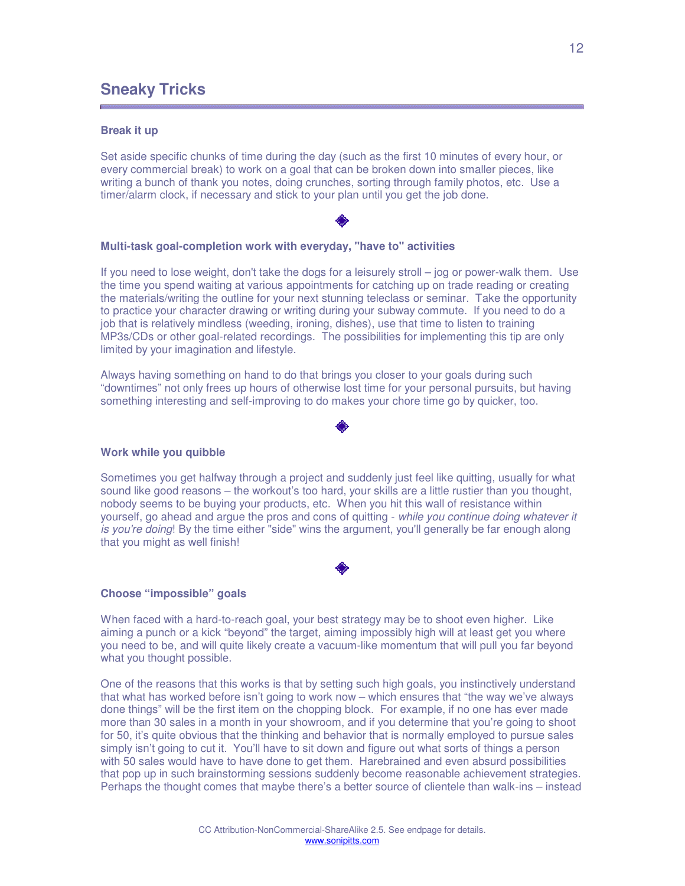## Sneaky Tricks

**Break it up**

Set aside specific chunks of time during the day (such as the first 10 minutes of every hour, or every commercial break) to work on a goal that can be broken down into smaller pieces, like writing a bunch of thank you notes, doing crunches, sorting through family photos, etc. Use a timer/alarm clock, if necessary and stick to your plan until you get the job done.

◈

**Multi-task goal-completion work with everyday, "have to" activities**

If you need to lose weight, don't take the dogs for a leisurely stroll – jog or power-walk them. Use the time you spend waiting at various appointments for catching up on trade reading or creating the materials/writing the outline for your next stunning teleclass or seminar. Take the opportunity to practice your character drawing or writing during your subway commute. If you need to do a job that is relatively mindless (weeding, ironing, dishes), use that time to listen to training MP3s/CDs or other goal-related recordings. The possibilities for implementing this tip are only limited by your imagination and lifestyle.

Always having something on hand to do that brings you closer to your goals during such "downtimes" not only frees up hours of otherwise lost time for your personal pursuits, but having something interesting and self-improving to do makes your chore time go by quicker, too.

◈

**Work while you quibble**

Sometimes you get halfway through a project and suddenly just feel like quitting, usually for what sound like good reasons – the workout's too hard, your skills are a little rustier than you thought, nobody seems to be buying your products, etc. When you hit this wall of resistance within yourself, go ahead and argue the pros and cons of quitting - *while you continue doing whatever it is you're doing*! By the time either "side" wins the argument, you'll generally be far enough along that you might as well finish!

◈

**Choose "impossible" goals**

When faced with a hard-to-reach goal, your best strategy may be to shoot even higher. Like aiming a punch or a kick "beyond" the target, aiming impossibly high will at least get you where you need to be, and will quite likely create a vacuum-like momentum that will pull you far beyond what you thought possible.

One of the reasons that this works is that by setting such high goals, you instinctively understand that what has worked before isn't going to work now – which ensures that "the way we've always done things" will be the first item on the chopping block. For example, if no one has ever made more than 30 sales in a month in your showroom, and if you determine that you're going to shoot for 50, it's quite obvious that the thinking and behavior that is normally employed to pursue sales simply isn't going to cut it. You'll have to sit down and figure out what sorts of things a person with 50 sales would have to have done to get them. Harebrained and even absurd possibilities that pop up in such brainstorming sessions suddenly become reasonable achievement strategies. Perhaps the thought comes that maybe there's a better source of clientele than walk-ins – instead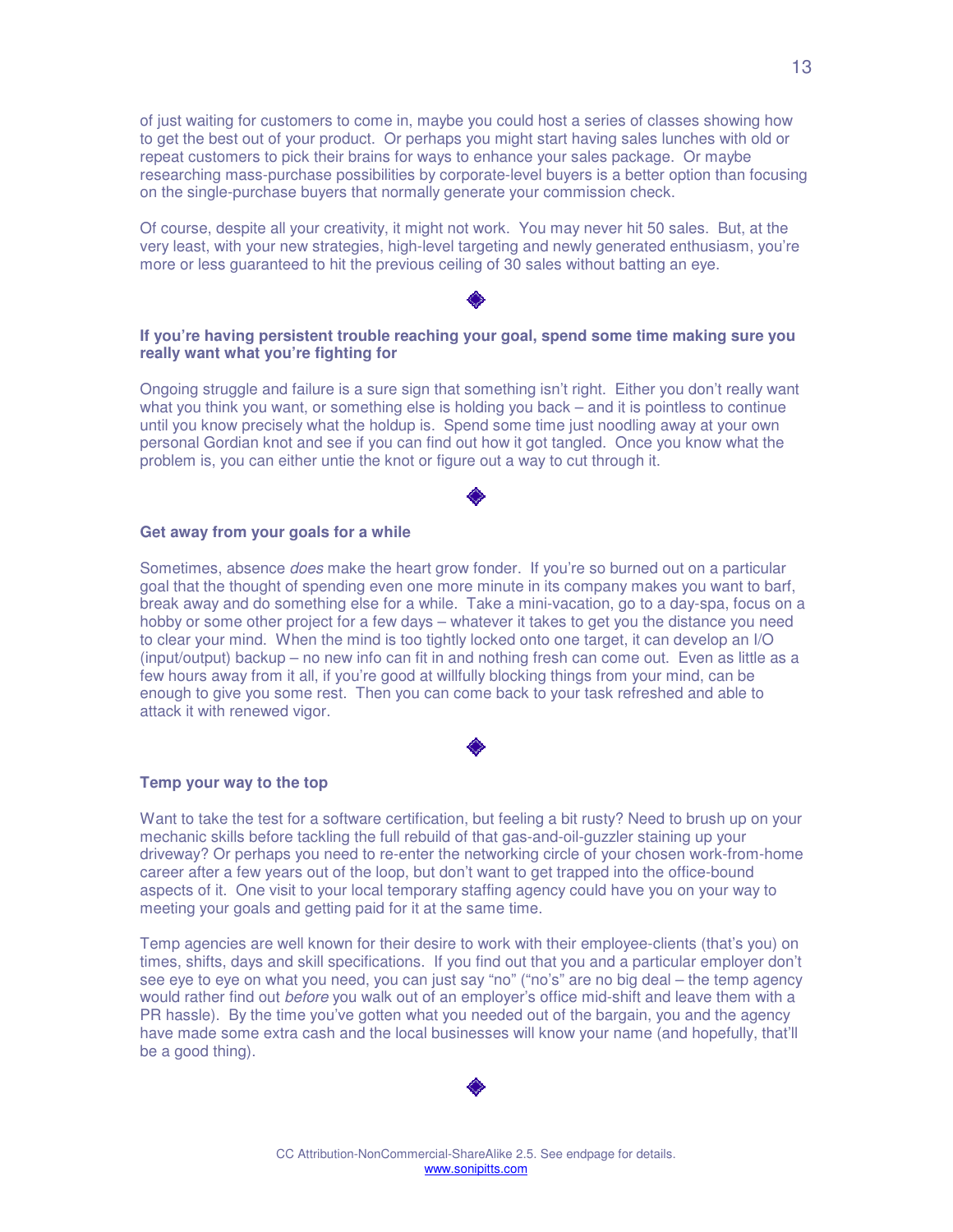of just waiting for customers to come in, maybe you could host a series of classes showing how to get the best out of your product. Or perhaps you might start having sales lunches with old or repeat customers to pick their brains for ways to enhance your sales package. Or maybe researching mass-purchase possibilities by corporate-level buyers is a better option than focusing on the single-purchase buyers that normally generate your commission check.

Of course, despite all your creativity, it might not work. You may never hit 50 sales. But, at the very least, with your new strategies, high-level targeting and newly generated enthusiasm, you're more or less guaranteed to hit the previous ceiling of 30 sales without batting an eye.

◆

**If you're having persistent trouble reaching your goal, spend some time making sure you really want what you're fighting for**

Ongoing struggle and failure is a sure sign that something isn't right. Either you don't really want what you think you want, or something else is holding you back – and it is pointless to continue until you know precisely what the holdup is. Spend some time just noodling away at your own personal Gordian knot and see if you can find out how it got tangled. Once you know what the problem is, you can either untie the knot or figure out a way to cut through it.

◆

**Get away from your goals for a while**

Sometimes, absence *does* make the heart grow fonder. If you're so burned out on a particular goal that the thought of spending even one more minute in its company makes you want to barf, break away and do something else for a while. Take a mini-vacation, go to a day-spa, focus on a hobby or some other project for a few days – whatever it takes to get you the distance you need to clear your mind. When the mind is too tightly locked onto one target, it can develop an I/O (input/output) backup – no new info can fit in and nothing fresh can come out. Even as little as a few hours away from it all, if you're good at willfully blocking things from your mind, can be enough to give you some rest. Then you can come back to your task refreshed and able to attack it with renewed vigor.

◆

**Temp your way to the top**

Want to take the test for a software certification, but feeling a bit rusty? Need to brush up on your mechanic skills before tackling the full rebuild of that gas-and-oil-guzzler staining up your driveway? Or perhaps you need to re-enter the networking circle of your chosen work-from-home career after a few years out of the loop, but don't want to get trapped into the office-bound aspects of it. One visit to your local temporary staffing agency could have you on your way to meeting your goals and getting paid for it at the same time.

Temp agencies are well known for their desire to work with their employee-clients (that's you) on times, shifts, days and skill specifications. If you find out that you and a particular employer don't see eye to eye on what you need, you can just say "no" ("no's" are no big deal – the temp agency would rather find out *before* you walk out of an employer's office mid-shift and leave them with a PR hassle). By the time you've gotten what you needed out of the bargain, you and the agency have made some extra cash and the local businesses will know your name (and hopefully, that'll be a good thing).

◆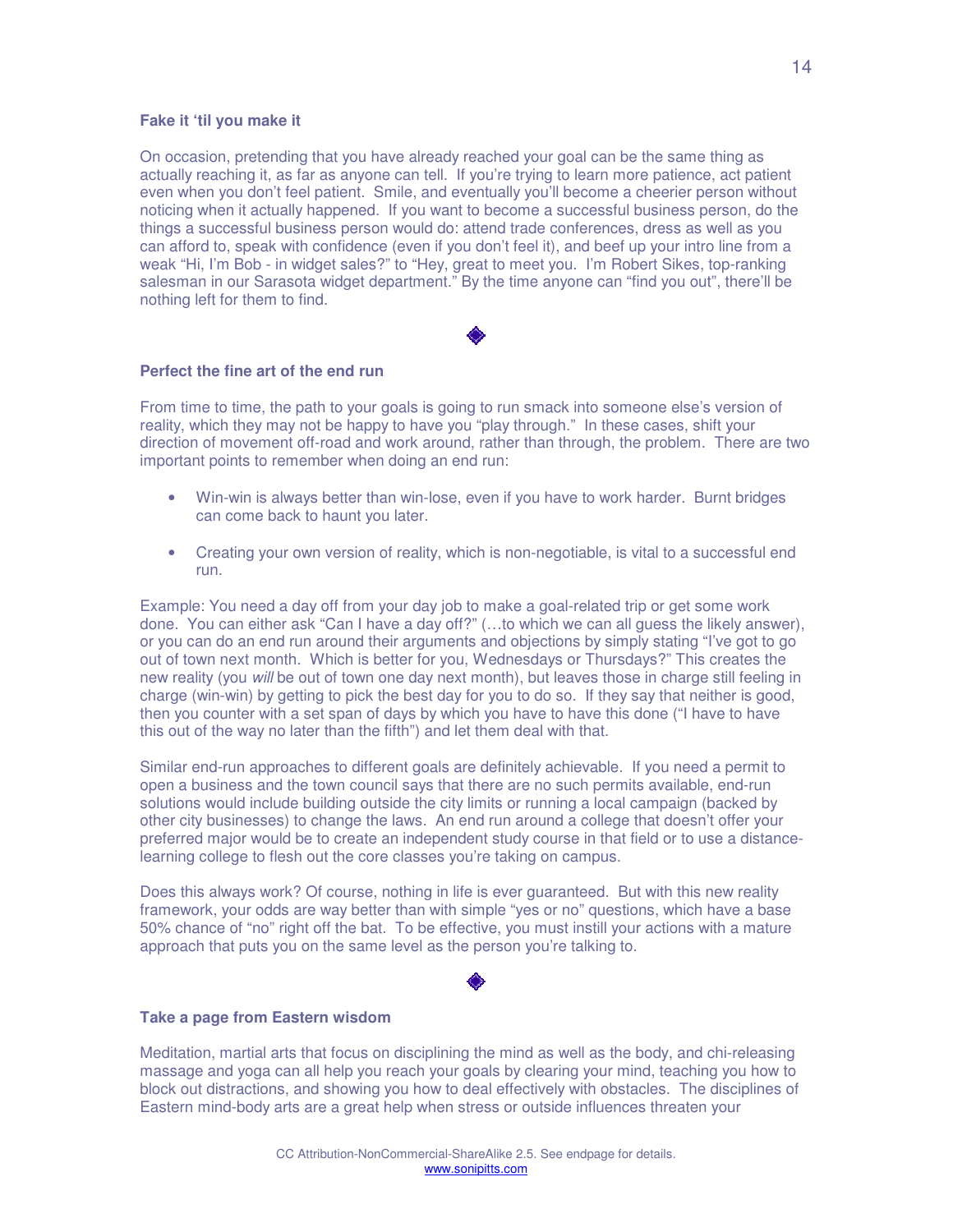**Fake it 'til you make it**

On occasion, pretending that you have already reached your goal can be the same thing as actually reaching it, as far as anyone can tell. If you're trying to learn more patience, act patient even when you don't feel patient. Smile, and eventually you'll become a cheerier person without noticing when it actually happened. If you want to become a successful business person, do the things a successful business person would do: attend trade conferences, dress as well as you can afford to, speak with confidence (even if you don't feel it), and beef up your intro line from a weak "Hi, I'm Bob - in widget sales?" to "Hey, great to meet you. I'm Robert Sikes, top-ranking salesman in our Sarasota widget department." By the time anyone can "find you out", there'll be nothing left for them to find.

◆

**Perfect the fine art of the end run**

From time to time, the path to your goals is going to run smack into someone else's version of reality, which they may not be happy to have you "play through." In these cases, shift your direction of movement off-road and work around, rather than through, the problem. There are two important points to remember when doing an end run:

- Win-win is always better than win-lose, even if you have to work harder. Burnt bridges can come back to haunt you later.
- Creating your own version of reality, which is non-negotiable, is vital to a successful end run.

Example: You need a day off from your day job to make a goal-related trip or get some work done. You can either ask "Can I have a day off?" (…to which we can all guess the likely answer), or you can do an end run around their arguments and objections by simply stating "I've got to go out of town next month. Which is better for you, Wednesdays or Thursdays?" This creates the new reality (you *will* be out of town one day next month), but leaves those in charge still feeling in charge (win-win) by getting to pick the best day for you to do so. If they say that neither is good, then you counter with a set span of days by which you have to have this done ("I have to have this out of the way no later than the fifth") and let them deal with that.

Similar end-run approaches to different goals are definitely achievable. If you need a permit to open a business and the town council says that there are no such permits available, end-run solutions would include building outside the city limits or running a local campaign (backed by other city businesses) to change the laws. An end run around a college that doesn't offer your preferred major would be to create an independent study course in that field or to use a distance-learning college to flesh out the core classes you're taking on campus.

Does this always work? Of course, nothing in life is ever guaranteed. But with this new reality framework, your odds are way better than with simple "yes or no" questions, which have a base 50% chance of "no" right off the bat. To be effective, you must instill your actions with a mature approach that puts you on the same level as the person you're talking to.

◆

**Take a page from Eastern wisdom**

Meditation, martial arts that focus on disciplining the mind as well as the body, and chi-releasing massage and yoga can all help you reach your goals by clearing your mind, teaching you how to block out distractions, and showing you how to deal effectively with obstacles. The disciplines of Eastern mind-body arts are a great help when stress or outside influences threaten your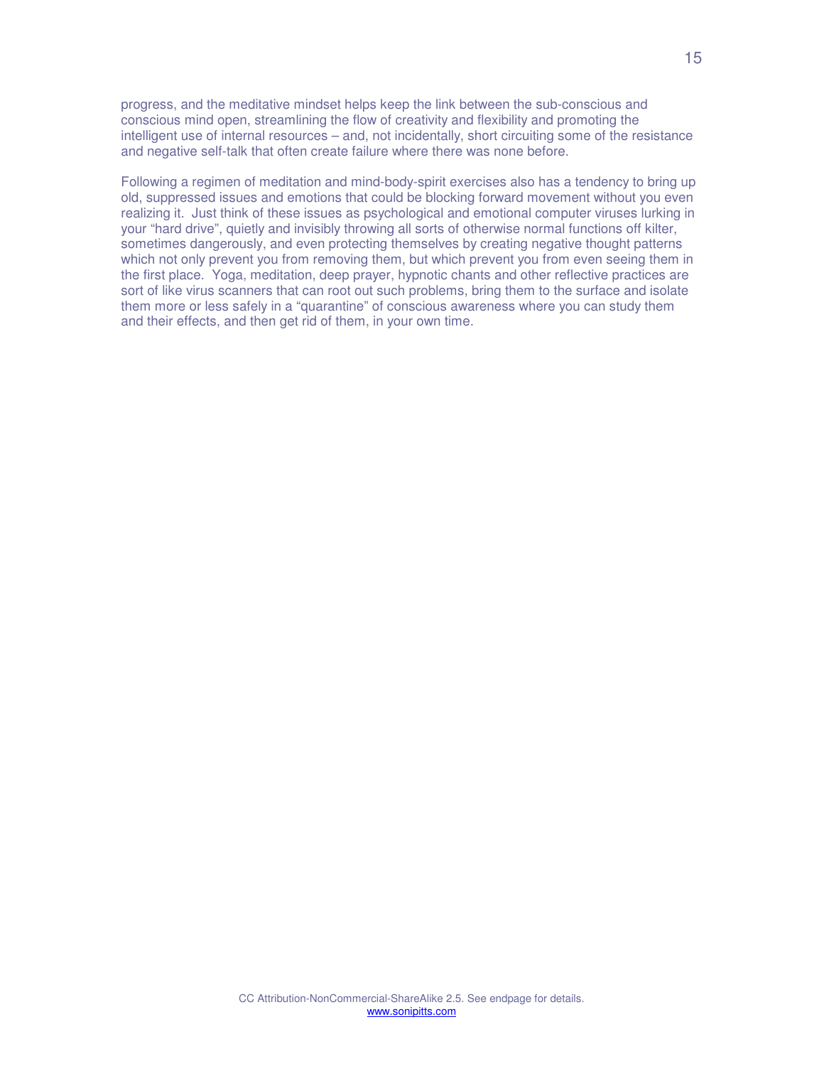progress, and the meditative mindset helps keep the link between the sub-conscious and conscious mind open, streamlining the flow of creativity and flexibility and promoting the intelligent use of internal resources – and, not incidentally, short circuiting some of the resistance and negative self-talk that often create failure where there was none before.

Following a regimen of meditation and mind-body-spirit exercises also has a tendency to bring up old, suppressed issues and emotions that could be blocking forward movement without you even realizing it. Just think of these issues as psychological and emotional computer viruses lurking in your "hard drive", quietly and invisibly throwing all sorts of otherwise normal functions off kilter, sometimes dangerously, and even protecting themselves by creating negative thought patterns which not only prevent you from removing them, but which prevent you from even seeing them in the first place. Yoga, meditation, deep prayer, hypnotic chants and other reflective practices are sort of like virus scanners that can root out such problems, bring them to the surface and isolate them more or less safely in a "quarantine" of conscious awareness where you can study them and their effects, and then get rid of them, in your own time.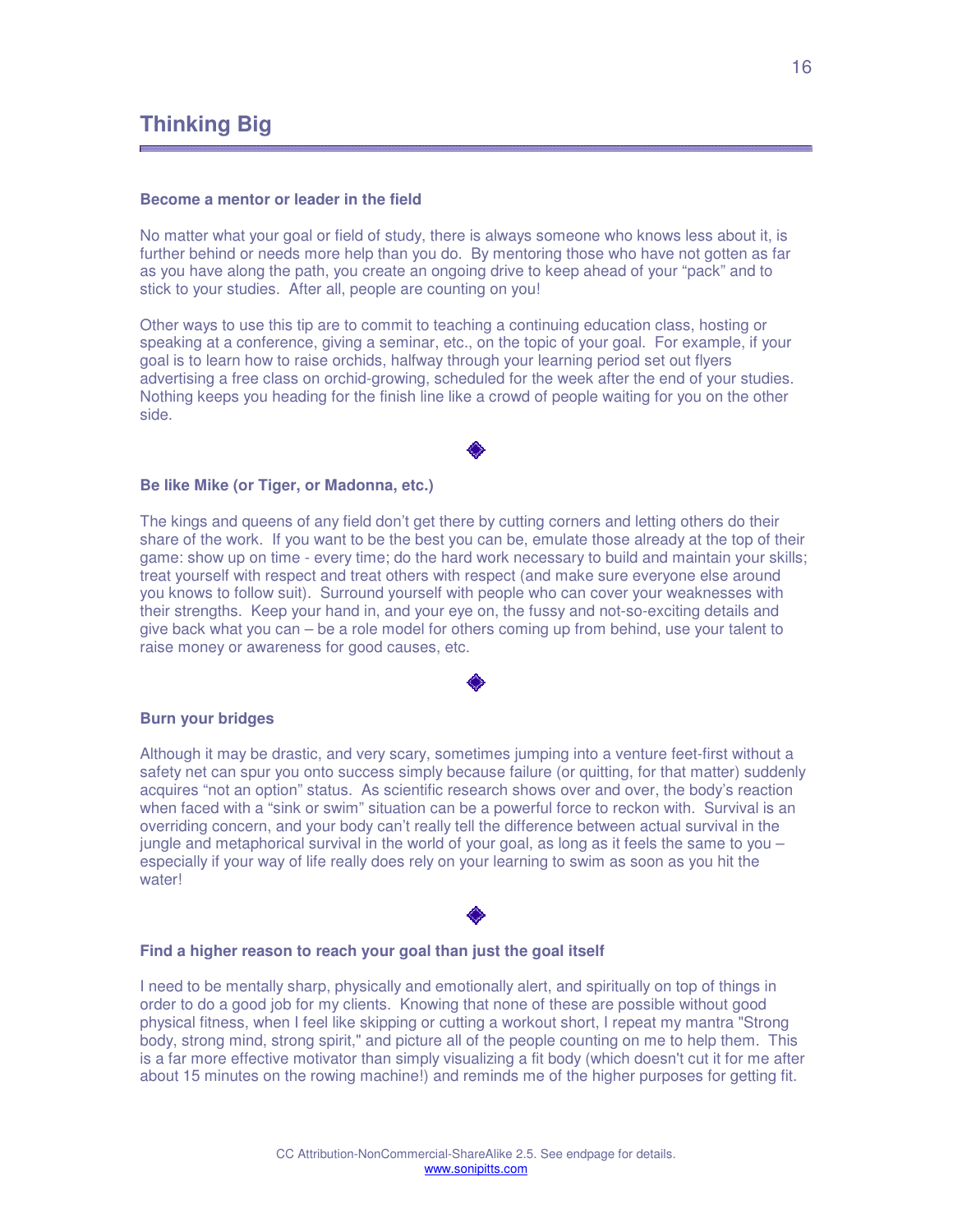## Thinking Big

### Become a mentor or leader in the field

No matter what your goal or field of study, there is always someone who knows less about it, is further behind or needs more help than you do. By mentoring those who have not gotten as far as you have along the path, you create an ongoing drive to keep ahead of your "pack" and to stick to your studies. After all, people are counting on you!

Other ways to use this tip are to commit to teaching a continuing education class, hosting or speaking at a conference, giving a seminar, etc., on the topic of your goal. For example, if your goal is to learn how to raise orchids, halfway through your learning period set out flyers advertising a free class on orchid-growing, scheduled for the week after the end of your studies. Nothing keeps you heading for the finish line like a crowd of people waiting for you on the other side.

◆

### Be like Mike (or Tiger, or Madonna, etc.)

The kings and queens of any field don't get there by cutting corners and letting others do their share of the work. If you want to be the best you can be, emulate those already at the top of their game: show up on time - every time; do the hard work necessary to build and maintain your skills; treat yourself with respect and treat others with respect (and make sure everyone else around you knows to follow suit). Surround yourself with people who can cover your weaknesses with their strengths. Keep your hand in, and your eye on, the fussy and not-so-exciting details and give back what you can – be a role model for others coming up from behind, use your talent to raise money or awareness for good causes, etc.

◆

### Burn your bridges

Although it may be drastic, and very scary, sometimes jumping into a venture feet-first without a safety net can spur you onto success simply because failure (or quitting, for that matter) suddenly acquires "not an option" status. As scientific research shows over and over, the body's reaction when faced with a "sink or swim" situation can be a powerful force to reckon with. Survival is an overriding concern, and your body can't really tell the difference between actual survival in the jungle and metaphorical survival in the world of your goal, as long as it feels the same to you – especially if your way of life really does rely on your learning to swim as soon as you hit the water!

◆

### Find a higher reason to reach your goal than just the goal itself

I need to be mentally sharp, physically and emotionally alert, and spiritually on top of things in order to do a good job for my clients. Knowing that none of these are possible without good physical fitness, when I feel like skipping or cutting a workout short, I repeat my mantra "Strong body, strong mind, strong spirit," and picture all of the people counting on me to help them. This is a far more effective motivator than simply visualizing a fit body (which doesn't cut it for me after about 15 minutes on the rowing machine!) and reminds me of the higher purposes for getting fit.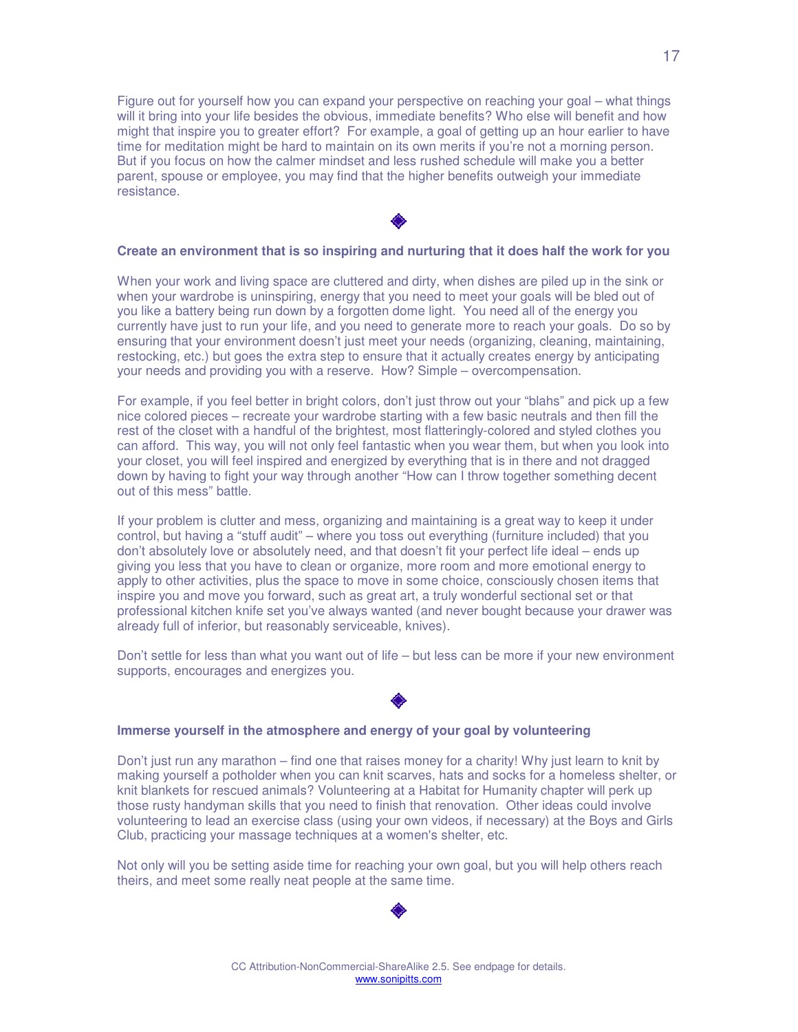Figure out for yourself how you can expand your perspective on reaching your goal – what things will it bring into your life besides the obvious, immediate benefits? Who else will benefit and how might that inspire you to greater effort? For example, a goal of getting up an hour earlier to have time for meditation might be hard to maintain on its own merits if you're not a morning person. But if you focus on how the calmer mindset and less rushed schedule will make you a better parent, spouse or employee, you may find that the higher benefits outweigh your immediate resistance.

◈

**Create an environment that is so inspiring and nurturing that it does half the work for you**

When your work and living space are cluttered and dirty, when dishes are piled up in the sink or when your wardrobe is uninspiring, energy that you need to meet your goals will be bled out of you like a battery being run down by a forgotten dome light. You need all of the energy you currently have just to run your life, and you need to generate more to reach your goals. Do so by ensuring that your environment doesn't just meet your needs (organizing, cleaning, maintaining, restocking, etc.) but goes the extra step to ensure that it actually creates energy by anticipating your needs and providing you with a reserve. How? Simple – overcompensation.

For example, if you feel better in bright colors, don't just throw out your "blahs" and pick up a few nice colored pieces – recreate your wardrobe starting with a few basic neutrals and then fill the rest of the closet with a handful of the brightest, most flatteringly-colored and styled clothes you can afford. This way, you will not only feel fantastic when you wear them, but when you look into your closet, you will feel inspired and energized by everything that is in there and not dragged down by having to fight your way through another "How can I throw together something decent out of this mess" battle.

If your problem is clutter and mess, organizing and maintaining is a great way to keep it under control, but having a "stuff audit" – where you toss out everything (furniture included) that you don't absolutely love or absolutely need, and that doesn't fit your perfect life ideal – ends up giving you less that you have to clean or organize, more room and more emotional energy to apply to other activities, plus the space to move in some choice, consciously chosen items that inspire you and move you forward, such as great art, a truly wonderful sectional set or that professional kitchen knife set you've always wanted (and never bought because your drawer was already full of inferior, but reasonably serviceable, knives).

Don't settle for less than what you want out of life – but less can be more if your new environment supports, encourages and energizes you.

◈

**Immerse yourself in the atmosphere and energy of your goal by volunteering**

Don't just run any marathon – find one that raises money for a charity! Why just learn to knit by making yourself a potholder when you can knit scarves, hats and socks for a homeless shelter, or knit blankets for rescued animals? Volunteering at a Habitat for Humanity chapter will perk up those rusty handyman skills that you need to finish that renovation. Other ideas could involve volunteering to lead an exercise class (using your own videos, if necessary) at the Boys and Girls Club, practicing your massage techniques at a women's shelter, etc.

Not only will you be setting aside time for reaching your own goal, but you will help others reach theirs, and meet some really neat people at the same time.

◈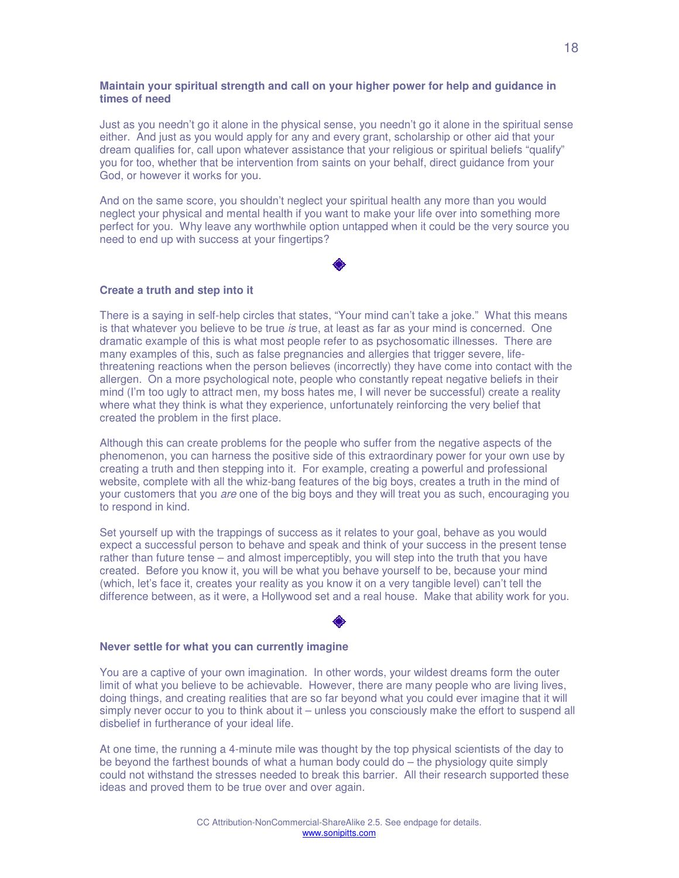### Maintain your spiritual strength and call on your higher power for help and guidance in times of need

Just as you needn't go it alone in the physical sense, you needn't go it alone in the spiritual sense either. And just as you would apply for any and every grant, scholarship or other aid that your dream qualifies for, call upon whatever assistance that your religious or spiritual beliefs "qualify" you for too, whether that be intervention from saints on your behalf, direct guidance from your God, or however it works for you.

And on the same score, you shouldn't neglect your spiritual health any more than you would neglect your physical and mental health if you want to make your life over into something more perfect for you. Why leave any worthwhile option untapped when it could be the very source you need to end up with success at your fingertips?

◈

### Create a truth and step into it

There is a saying in self-help circles that states, "Your mind can't take a joke." What this means is that whatever you believe to be true *is* true, at least as far as your mind is concerned. One dramatic example of this is what most people refer to as psychosomatic illnesses. There are many examples of this, such as false pregnancies and allergies that trigger severe, life-threatening reactions when the person believes (incorrectly) they have come into contact with the allergen. On a more psychological note, people who constantly repeat negative beliefs in their mind (I'm too ugly to attract men, my boss hates me, I will never be successful) create a reality where what they think is what they experience, unfortunately reinforcing the very belief that created the problem in the first place.

Although this can create problems for the people who suffer from the negative aspects of the phenomenon, you can harness the positive side of this extraordinary power for your own use by creating a truth and then stepping into it. For example, creating a powerful and professional website, complete with all the whiz-bang features of the big boys, creates a truth in the mind of your customers that you *are* one of the big boys and they will treat you as such, encouraging you to respond in kind.

Set yourself up with the trappings of success as it relates to your goal, behave as you would expect a successful person to behave and speak and think of your success in the present tense rather than future tense – and almost imperceptibly, you will step into the truth that you have created. Before you know it, you will be what you behave yourself to be, because your mind (which, let's face it, creates your reality as you know it on a very tangible level) can't tell the difference between, as it were, a Hollywood set and a real house. Make that ability work for you.

◈

### Never settle for what you can currently imagine

You are a captive of your own imagination. In other words, your wildest dreams form the outer limit of what you believe to be achievable. However, there are many people who are living lives, doing things, and creating realities that are so far beyond what you could ever imagine that it will simply never occur to you to think about it – unless you consciously make the effort to suspend all disbelief in furtherance of your ideal life.

At one time, the running a 4-minute mile was thought by the top physical scientists of the day to be beyond the farthest bounds of what a human body could do – the physiology quite simply could not withstand the stresses needed to break this barrier. All their research supported these ideas and proved them to be true over and over again.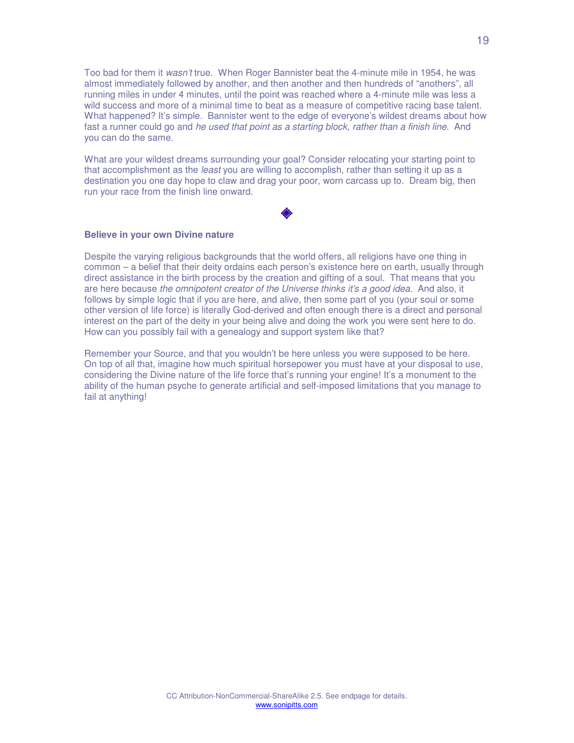Too bad for them it *wasn't* true. When Roger Bannister beat the 4-minute mile in 1954, he was almost immediately followed by another, and then another and then hundreds of "anothers", all running miles in under 4 minutes, until the point was reached where a 4-minute mile was less a wild success and more of a minimal time to beat as a measure of competitive racing base talent. What happened? It's simple. Bannister went to the edge of everyone's wildest dreams about how fast a runner could go and *he used that point as a starting block, rather than a finish line.* And you can do the same.

What are your wildest dreams surrounding your goal? Consider relocating your starting point to that accomplishment as the *least* you are willing to accomplish, rather than setting it up as a destination you one day hope to claw and drag your poor, worn carcass up to. Dream big, then run your race from the finish line onward.

◈

**Believe in your own Divine nature**

Despite the varying religious backgrounds that the world offers, all religions have one thing in common – a belief that their deity ordains each person's existence here on earth, usually through direct assistance in the birth process by the creation and gifting of a soul. That means that you are here because *the omnipotent creator of the Universe thinks it's a good idea.* And also, it follows by simple logic that if you are here, and alive, then some part of you (your soul or some other version of life force) is literally God-derived and often enough there is a direct and personal interest on the part of the deity in your being alive and doing the work you were sent here to do. How can you possibly fail with a genealogy and support system like that?

Remember your Source, and that you wouldn't be here unless you were supposed to be here. On top of all that, imagine how much spiritual horsepower you must have at your disposal to use, considering the Divine nature of the life force that's running your engine! It's a monument to the ability of the human psyche to generate artificial and self-imposed limitations that you manage to fail at anything!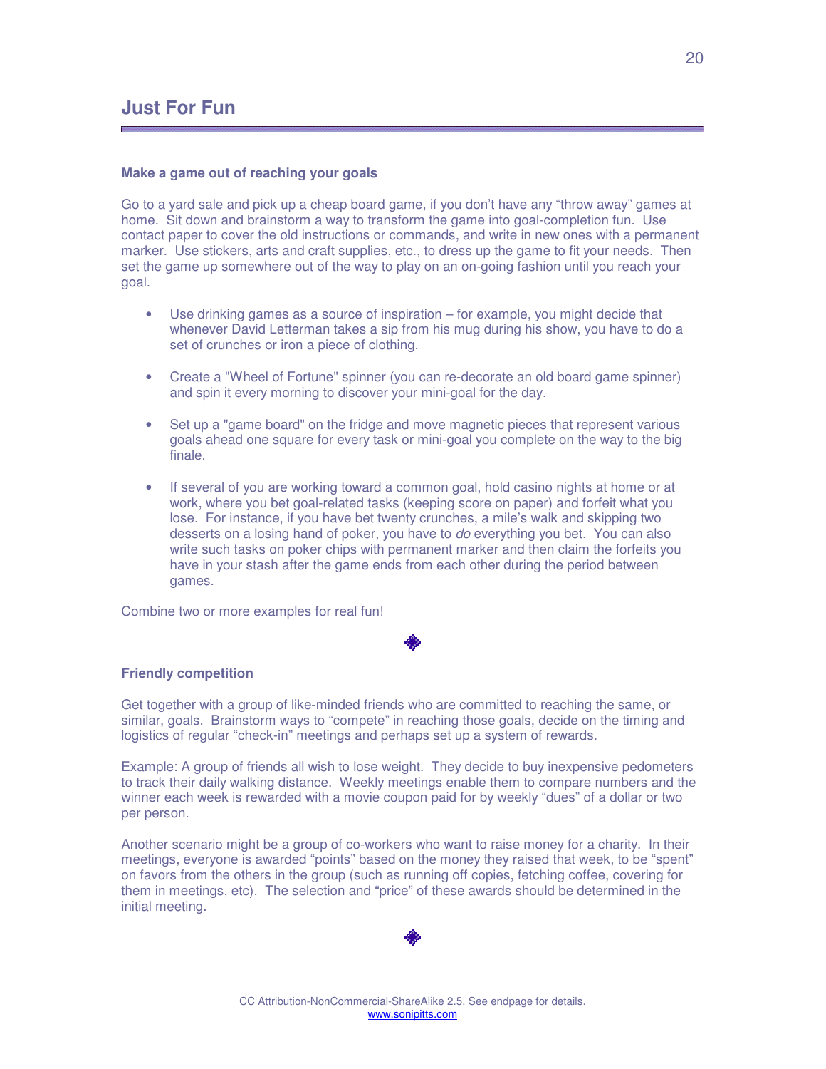## Just For Fun

**Make a game out of reaching your goals**

Go to a yard sale and pick up a cheap board game, if you don't have any "throw away" games at home. Sit down and brainstorm a way to transform the game into goal-completion fun. Use contact paper to cover the old instructions or commands, and write in new ones with a permanent marker. Use stickers, arts and craft supplies, etc., to dress up the game to fit your needs. Then set the game up somewhere out of the way to play on an on-going fashion until you reach your goal.

- Use drinking games as a source of inspiration – for example, you might decide that whenever David Letterman takes a sip from his mug during his show, you have to do a set of crunches or iron a piece of clothing.
- Create a "Wheel of Fortune" spinner (you can re-decorate an old board game spinner) and spin it every morning to discover your mini-goal for the day.
- Set up a "game board" on the fridge and move magnetic pieces that represent various goals ahead one square for every task or mini-goal you complete on the way to the big finale.
- If several of you are working toward a common goal, hold casino nights at home or at work, where you bet goal-related tasks (keeping score on paper) and forfeit what you lose. For instance, if you have bet twenty crunches, a mile's walk and skipping two desserts on a losing hand of poker, you have to *do* everything you bet. You can also write such tasks on poker chips with permanent marker and then claim the forfeits you have in your stash after the game ends from each other during the period between games.

Combine two or more examples for real fun!

◆

**Friendly competition**

Get together with a group of like-minded friends who are committed to reaching the same, or similar, goals. Brainstorm ways to "compete" in reaching those goals, decide on the timing and logistics of regular "check-in" meetings and perhaps set up a system of rewards.

Example: A group of friends all wish to lose weight. They decide to buy inexpensive pedometers to track their daily walking distance. Weekly meetings enable them to compare numbers and the winner each week is rewarded with a movie coupon paid for by weekly "dues" of a dollar or two per person.

Another scenario might be a group of co-workers who want to raise money for a charity. In their meetings, everyone is awarded "points" based on the money they raised that week, to be "spent" on favors from the others in the group (such as running off copies, fetching coffee, covering for them in meetings, etc). The selection and "price" of these awards should be determined in the initial meeting.

◆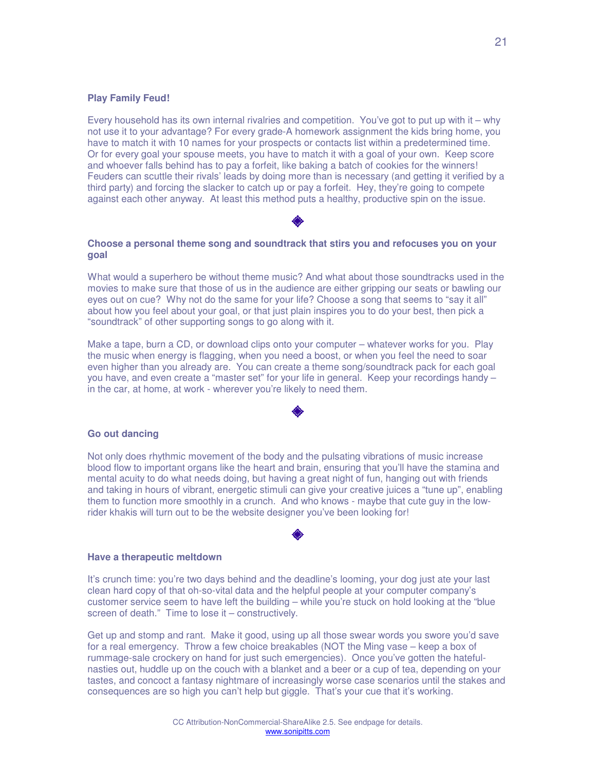### Play Family Feud!

Every household has its own internal rivalries and competition. You've got to put up with it – why not use it to your advantage? For every grade-A homework assignment the kids bring home, you have to match it with 10 names for your prospects or contacts list within a predetermined time. Or for every goal your spouse meets, you have to match it with a goal of your own. Keep score and whoever falls behind has to pay a forfeit, like baking a batch of cookies for the winners! Feuders can scuttle their rivals' leads by doing more than is necessary (and getting it verified by a third party) and forcing the slacker to catch up or pay a forfeit. Hey, they're going to compete against each other anyway. At least this method puts a healthy, productive spin on the issue.

◈

### Choose a personal theme song and soundtrack that stirs you and refocuses you on your goal

What would a superhero be without theme music? And what about those soundtracks used in the movies to make sure that those of us in the audience are either gripping our seats or bawling our eyes out on cue? Why not do the same for your life? Choose a song that seems to "say it all" about how you feel about your goal, or that just plain inspires you to do your best, then pick a "soundtrack" of other supporting songs to go along with it.

Make a tape, burn a CD, or download clips onto your computer – whatever works for you. Play the music when energy is flagging, when you need a boost, or when you feel the need to soar even higher than you already are. You can create a theme song/soundtrack pack for each goal you have, and even create a "master set" for your life in general. Keep your recordings handy – in the car, at home, at work - wherever you're likely to need them.

◈

### Go out dancing

Not only does rhythmic movement of the body and the pulsating vibrations of music increase blood flow to important organs like the heart and brain, ensuring that you'll have the stamina and mental acuity to do what needs doing, but having a great night of fun, hanging out with friends and taking in hours of vibrant, energetic stimuli can give your creative juices a "tune up", enabling them to function more smoothly in a crunch. And who knows - maybe that cute guy in the low-rider khakis will turn out to be the website designer you've been looking for!

◈

### Have a therapeutic meltdown

It's crunch time: you're two days behind and the deadline's looming, your dog just ate your last clean hard copy of that oh-so-vital data and the helpful people at your computer company's customer service seem to have left the building – while you're stuck on hold looking at the "blue screen of death." Time to lose it – constructively.

Get up and stomp and rant. Make it good, using up all those swear words you swore you'd save for a real emergency. Throw a few choice breakables (NOT the Ming vase – keep a box of rummage-sale crockery on hand for just such emergencies). Once you've gotten the hateful-nasties out, huddle up on the couch with a blanket and a beer or a cup of tea, depending on your tastes, and concoct a fantasy nightmare of increasingly worse case scenarios until the stakes and consequences are so high you can't help but giggle. That's your cue that it's working.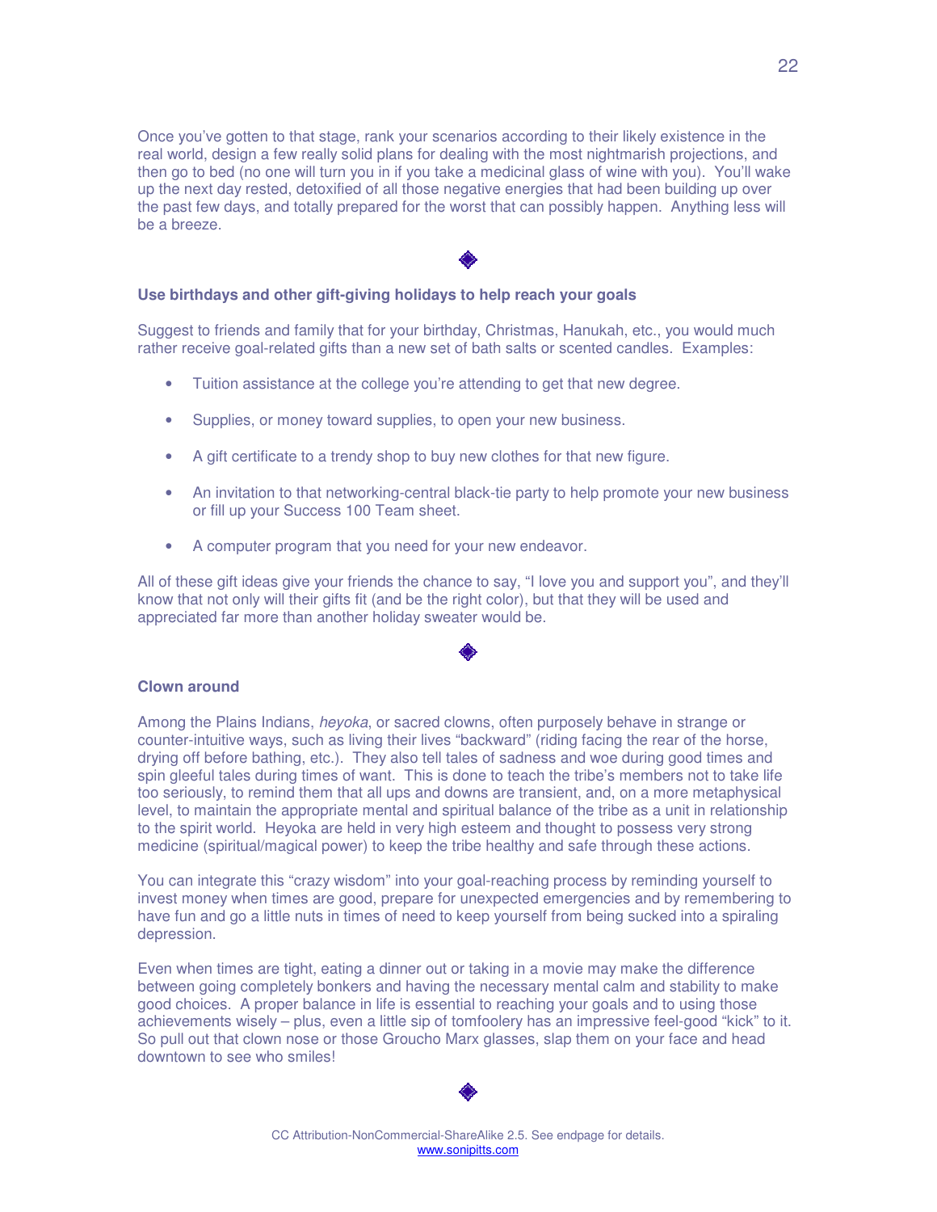Once you've gotten to that stage, rank your scenarios according to their likely existence in the real world, design a few really solid plans for dealing with the most nightmarish projections, and then go to bed (no one will turn you in if you take a medicinal glass of wine with you). You'll wake up the next day rested, detoxified of all those negative energies that had been building up over the past few days, and totally prepared for the worst that can possibly happen. Anything less will be a breeze.

◈

**Use birthdays and other gift-giving holidays to help reach your goals**

Suggest to friends and family that for your birthday, Christmas, Hanukah, etc., you would much rather receive goal-related gifts than a new set of bath salts or scented candles. Examples:

- Tuition assistance at the college you're attending to get that new degree.
- Supplies, or money toward supplies, to open your new business.
- A gift certificate to a trendy shop to buy new clothes for that new figure.
- An invitation to that networking-central black-tie party to help promote your new business or fill up your Success 100 Team sheet.
- A computer program that you need for your new endeavor.

All of these gift ideas give your friends the chance to say, "I love you and support you", and they'll know that not only will their gifts fit (and be the right color), but that they will be used and appreciated far more than another holiday sweater would be.

◈

**Clown around**

Among the Plains Indians, *heyoka*, or sacred clowns, often purposely behave in strange or counter-intuitive ways, such as living their lives "backward" (riding facing the rear of the horse, drying off before bathing, etc.). They also tell tales of sadness and woe during good times and spin gleeful tales during times of want. This is done to teach the tribe's members not to take life too seriously, to remind them that all ups and downs are transient, and, on a more metaphysical level, to maintain the appropriate mental and spiritual balance of the tribe as a unit in relationship to the spirit world. Heyoka are held in very high esteem and thought to possess very strong medicine (spiritual/magical power) to keep the tribe healthy and safe through these actions.

You can integrate this "crazy wisdom" into your goal-reaching process by reminding yourself to invest money when times are good, prepare for unexpected emergencies and by remembering to have fun and go a little nuts in times of need to keep yourself from being sucked into a spiraling depression.

Even when times are tight, eating a dinner out or taking in a movie may make the difference between going completely bonkers and having the necessary mental calm and stability to make good choices. A proper balance in life is essential to reaching your goals and to using those achievements wisely – plus, even a little sip of tomfoolery has an impressive feel-good "kick" to it. So pull out that clown nose or those Groucho Marx glasses, slap them on your face and head downtown to see who smiles!

◈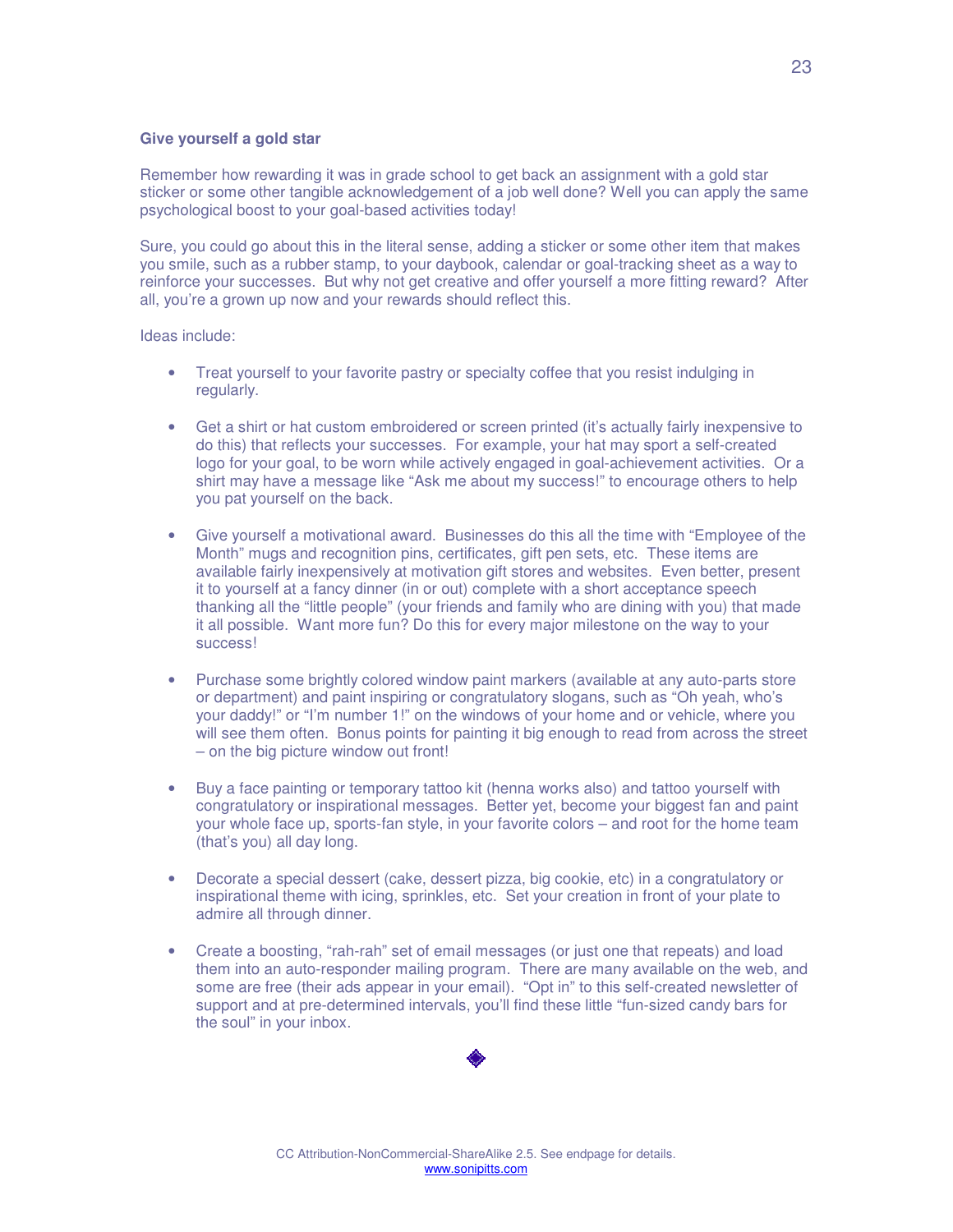**Give yourself a gold star**

Remember how rewarding it was in grade school to get back an assignment with a gold star sticker or some other tangible acknowledgement of a job well done? Well you can apply the same psychological boost to your goal-based activities today!

Sure, you could go about this in the literal sense, adding a sticker or some other item that makes you smile, such as a rubber stamp, to your daybook, calendar or goal-tracking sheet as a way to reinforce your successes. But why not get creative and offer yourself a more fitting reward? After all, you're a grown up now and your rewards should reflect this.

Ideas include:

- Treat yourself to your favorite pastry or specialty coffee that you resist indulging in regularly.

- Get a shirt or hat custom embroidered or screen printed (it's actually fairly inexpensive to do this) that reflects your successes. For example, your hat may sport a self-created logo for your goal, to be worn while actively engaged in goal-achievement activities. Or a shirt may have a message like "Ask me about my success!" to encourage others to help you pat yourself on the back.

- Give yourself a motivational award. Businesses do this all the time with "Employee of the Month" mugs and recognition pins, certificates, gift pen sets, etc. These items are available fairly inexpensively at motivation gift stores and websites. Even better, present it to yourself at a fancy dinner (in or out) complete with a short acceptance speech thanking all the "little people" (your friends and family who are dining with you) that made it all possible. Want more fun? Do this for every major milestone on the way to your success!

- Purchase some brightly colored window paint markers (available at any auto-parts store or department) and paint inspiring or congratulatory slogans, such as "Oh yeah, who's your daddy!" or "I'm number 1!" on the windows of your home and or vehicle, where you will see them often. Bonus points for painting it big enough to read from across the street – on the big picture window out front!

- Buy a face painting or temporary tattoo kit (henna works also) and tattoo yourself with congratulatory or inspirational messages. Better yet, become your biggest fan and paint your whole face up, sports-fan style, in your favorite colors – and root for the home team (that's you) all day long.

- Decorate a special dessert (cake, dessert pizza, big cookie, etc) in a congratulatory or inspirational theme with icing, sprinkles, etc. Set your creation in front of your plate to admire all through dinner.

- Create a boosting, "rah-rah" set of email messages (or just one that repeats) and load them into an auto-responder mailing program. There are many available on the web, and some are free (their ads appear in your email). "Opt in" to this self-created newsletter of support and at pre-determined intervals, you'll find these little "fun-sized candy bars for the soul" in your inbox.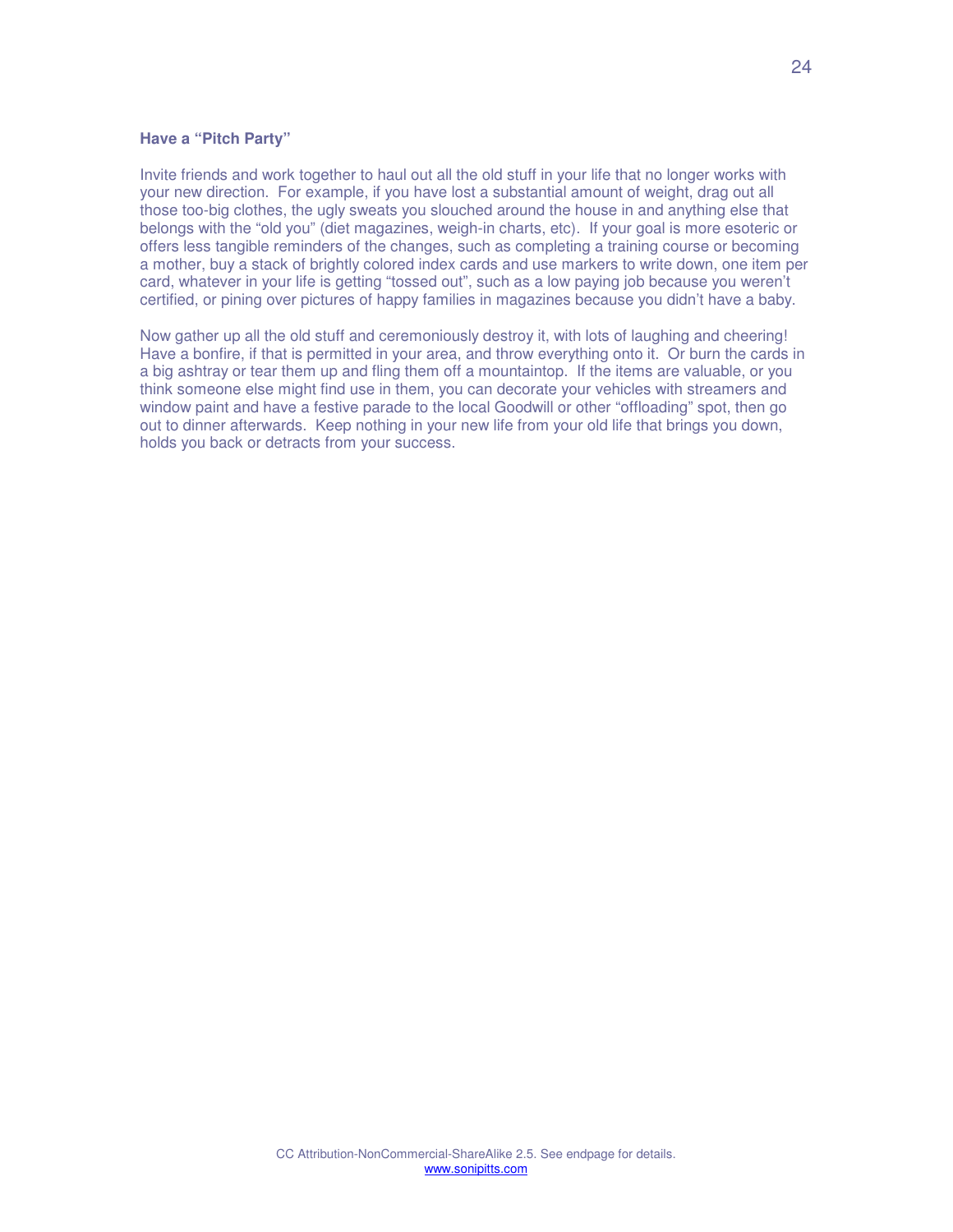**Have a "Pitch Party"**

Invite friends and work together to haul out all the old stuff in your life that no longer works with your new direction. For example, if you have lost a substantial amount of weight, drag out all those too-big clothes, the ugly sweats you slouched around the house in and anything else that belongs with the "old you" (diet magazines, weigh-in charts, etc). If your goal is more esoteric or offers less tangible reminders of the changes, such as completing a training course or becoming a mother, buy a stack of brightly colored index cards and use markers to write down, one item per card, whatever in your life is getting "tossed out", such as a low paying job because you weren't certified, or pining over pictures of happy families in magazines because you didn't have a baby.

Now gather up all the old stuff and ceremoniously destroy it, with lots of laughing and cheering! Have a bonfire, if that is permitted in your area, and throw everything onto it. Or burn the cards in a big ashtray or tear them up and fling them off a mountaintop. If the items are valuable, or you think someone else might find use in them, you can decorate your vehicles with streamers and window paint and have a festive parade to the local Goodwill or other "offloading" spot, then go out to dinner afterwards. Keep nothing in your new life from your old life that brings you down, holds you back or detracts from your success.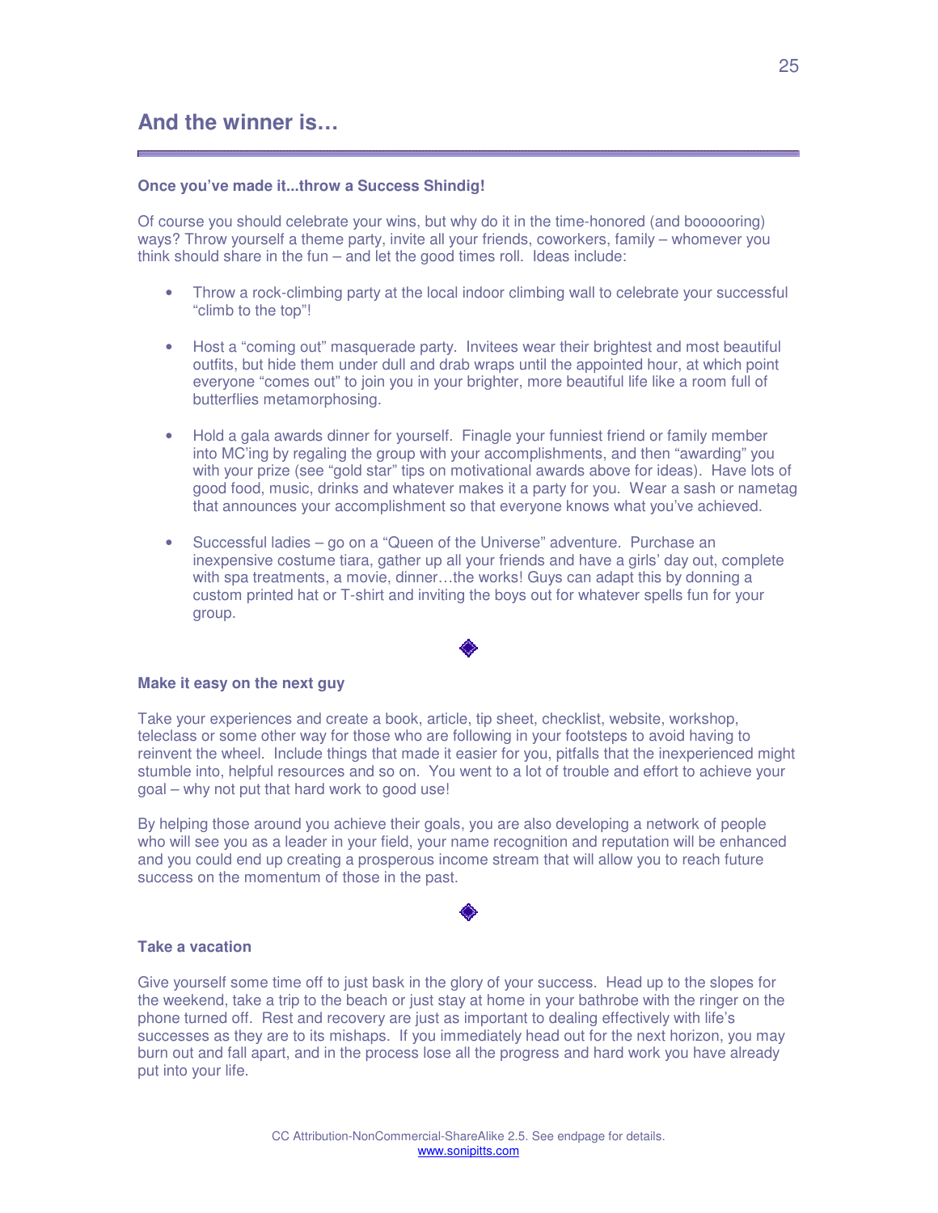## And the winner is…

**Once you've made it...throw a Success Shindig!**

Of course you should celebrate your wins, but why do it in the time-honored (and booooooring) ways? Throw yourself a theme party, invite all your friends, coworkers, family – whomever you think should share in the fun – and let the good times roll. Ideas include:

- Throw a rock-climbing party at the local indoor climbing wall to celebrate your successful "climb to the top"!
- Host a "coming out" masquerade party. Invitees wear their brightest and most beautiful outfits, but hide them under dull and drab wraps until the appointed hour, at which point everyone "comes out" to join you in your brighter, more beautiful life like a room full of butterflies metamorphosing.
- Hold a gala awards dinner for yourself. Finagle your funniest friend or family member into MC'ing by regaling the group with your accomplishments, and then "awarding" you with your prize (see "gold star" tips on motivational awards above for ideas). Have lots of good food, music, drinks and whatever makes it a party for you. Wear a sash or nametag that announces your accomplishment so that everyone knows what you've achieved.
- Successful ladies – go on a "Queen of the Universe" adventure. Purchase an inexpensive costume tiara, gather up all your friends and have a girls' day out, complete with spa treatments, a movie, dinner…the works! Guys can adapt this by donning a custom printed hat or T-shirt and inviting the boys out for whatever spells fun for your group.

◆

**Make it easy on the next guy**

Take your experiences and create a book, article, tip sheet, checklist, website, workshop, teleclass or some other way for those who are following in your footsteps to avoid having to reinvent the wheel. Include things that made it easier for you, pitfalls that the inexperienced might stumble into, helpful resources and so on. You went to a lot of trouble and effort to achieve your goal – why not put that hard work to good use!

By helping those around you achieve their goals, you are also developing a network of people who will see you as a leader in your field, your name recognition and reputation will be enhanced and you could end up creating a prosperous income stream that will allow you to reach future success on the momentum of those in the past.

◆

**Take a vacation**

Give yourself some time off to just bask in the glory of your success. Head up to the slopes for the weekend, take a trip to the beach or just stay at home in your bathrobe with the ringer on the phone turned off. Rest and recovery are just as important to dealing effectively with life's successes as they are to its mishaps. If you immediately head out for the next horizon, you may burn out and fall apart, and in the process lose all the progress and hard work you have already put into your life.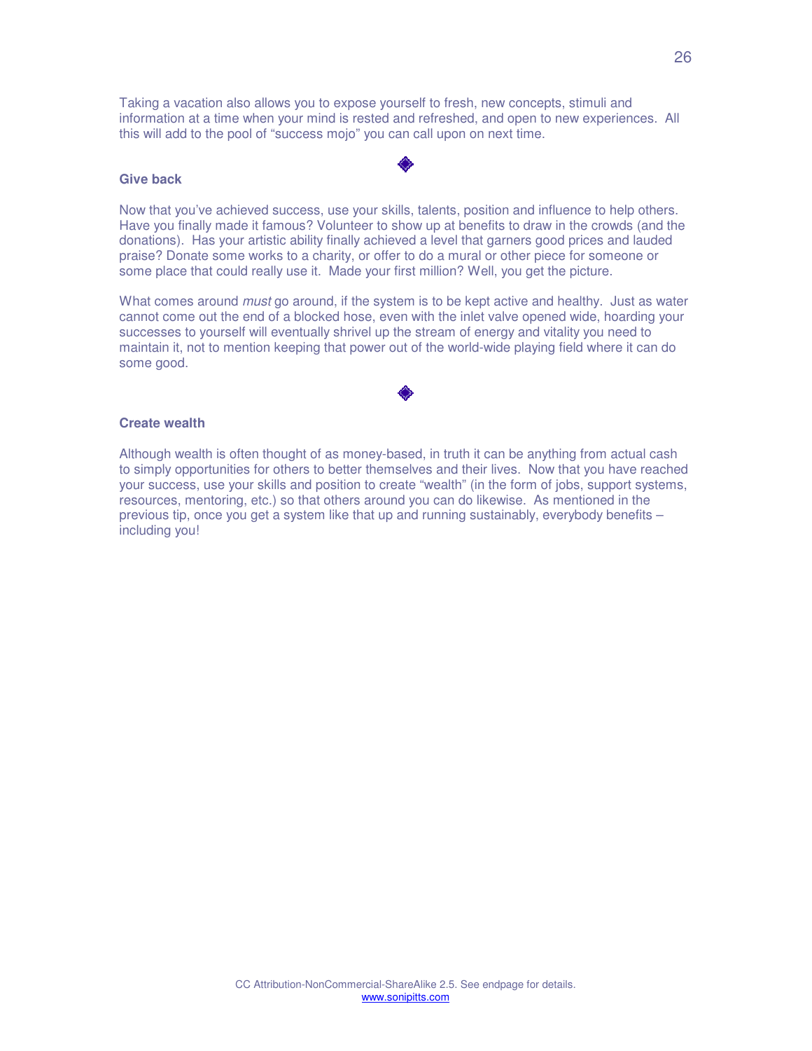Taking a vacation also allows you to expose yourself to fresh, new concepts, stimuli and information at a time when your mind is rested and refreshed, and open to new experiences. All this will add to the pool of "success mojo" you can call upon on next time.

◈

**Give back**

Now that you've achieved success, use your skills, talents, position and influence to help others. Have you finally made it famous? Volunteer to show up at benefits to draw in the crowds (and the donations). Has your artistic ability finally achieved a level that garners good prices and lauded praise? Donate some works to a charity, or offer to do a mural or other piece for someone or some place that could really use it. Made your first million? Well, you get the picture.

What comes around *must* go around, if the system is to be kept active and healthy. Just as water cannot come out the end of a blocked hose, even with the inlet valve opened wide, hoarding your successes to yourself will eventually shrivel up the stream of energy and vitality you need to maintain it, not to mention keeping that power out of the world-wide playing field where it can do some good.

◈

**Create wealth**

Although wealth is often thought of as money-based, in truth it can be anything from actual cash to simply opportunities for others to better themselves and their lives. Now that you have reached your success, use your skills and position to create "wealth" (in the form of jobs, support systems, resources, mentoring, etc.) so that others around you can do likewise. As mentioned in the previous tip, once you get a system like that up and running sustainably, everybody benefits – including you!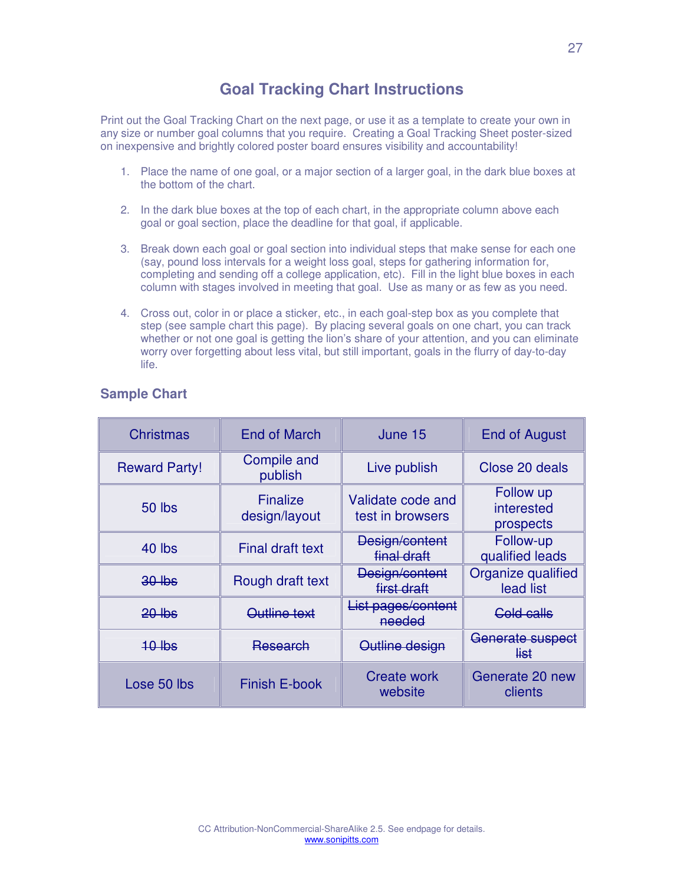## Goal Tracking Chart Instructions

Print out the Goal Tracking Chart on the next page, or use it as a template to create your own in any size or number goal columns that you require. Creating a Goal Tracking Sheet poster-sized on inexpensive and brightly colored poster board ensures visibility and accountability!

1. Place the name of one goal, or a major section of a larger goal, in the dark blue boxes at the bottom of the chart.
2. In the dark blue boxes at the top of each chart, in the appropriate column above each goal or goal section, place the deadline for that goal, if applicable.
3. Break down each goal or goal section into individual steps that make sense for each one (say, pound loss intervals for a weight loss goal, steps for gathering information for, completing and sending off a college application, etc). Fill in the light blue boxes in each column with stages involved in meeting that goal. Use as many or as few as you need.
4. Cross out, color in or place a sticker, etc., in each goal-step box as you complete that step (see sample chart this page). By placing several goals on one chart, you can track whether or not one goal is getting the lion's share of your attention, and you can eliminate worry over forgetting about less vital, but still important, goals in the flurry of day-to-day life.

### Sample Chart

| Christmas | End of March | June 15 | End of August |
|---|---|---|---|
| Reward Party! | Compile and publish | Live publish | Close 20 deals |
| 50 lbs | Finalize design/layout | Validate code and test in browsers | Follow up interested prospects |
| 40 lbs | Final draft text | ~~Design/content final draft~~ | Follow-up qualified leads |
| ~~30 lbs~~ | Rough draft text | ~~Design/content first draft~~ | Organize qualified lead list |
| ~~20 lbs~~ | ~~Outline text~~ | ~~List pages/content needed~~ | ~~Cold calls~~ |
| ~~10 lbs~~ | ~~Research~~ | ~~Outline design~~ | ~~Generate suspect list~~ |
| Lose 50 lbs | Finish E-book | Create work website | Generate 20 new clients |

CC Attribution-NonCommercial-ShareAlike 2.5. See endpage for details.
www.sonipitts.com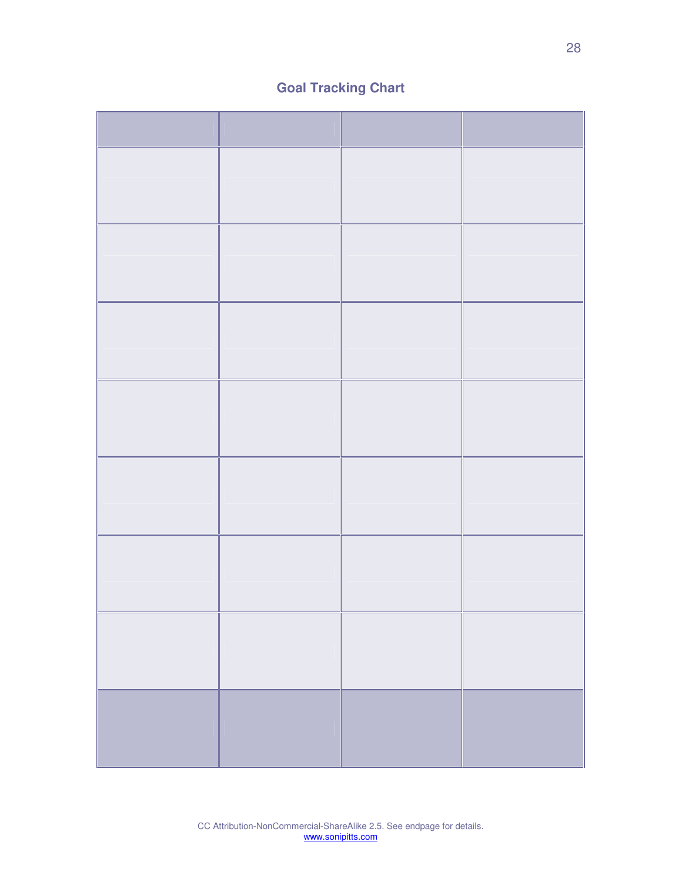# Goal Tracking Chart

| | | | |
|---|---|---|---|
| | | | |
| | | | |
| | | | |
| | | | |
| | | | |
| | | | |
| | | | |
| | | | |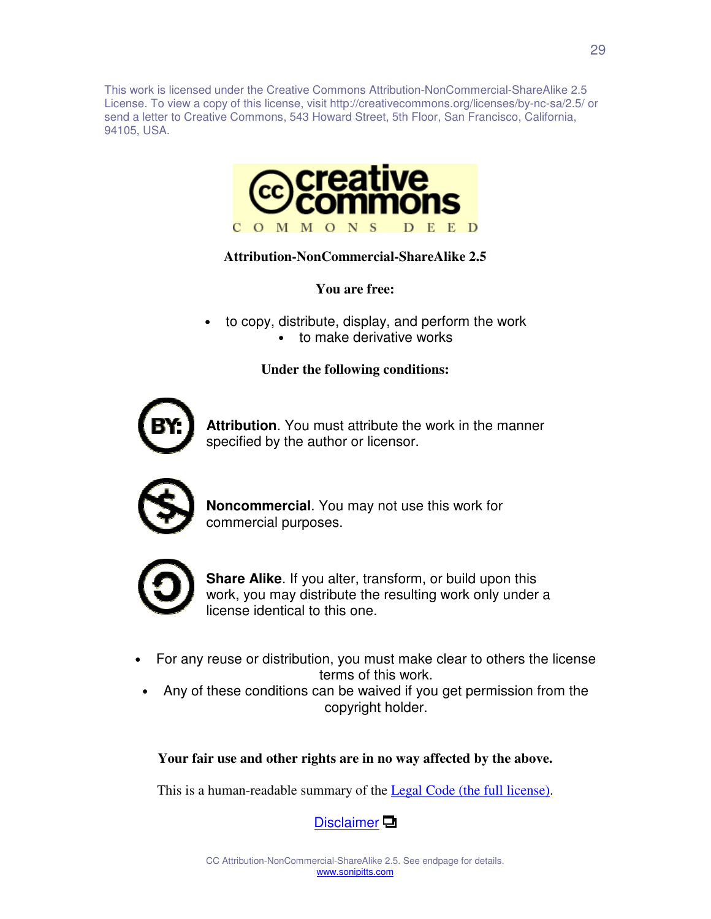This work is licensed under the Creative Commons Attribution-NonCommercial-ShareAlike 2.5 License. To view a copy of this license, visit http://creativecommons.org/licenses/by-nc-sa/2.5/ or send a letter to Creative Commons, 543 Howard Street, 5th Floor, San Francisco, California, 94105, USA.

creative commons

COMMONS DEED

**Attribution-NonCommercial-ShareAlike 2.5**

**You are free:**

- to copy, distribute, display, and perform the work
- to make derivative works

**Under the following conditions:**

**Attribution**. You must attribute the work in the manner specified by the author or licensor.

**Noncommercial**. You may not use this work for commercial purposes.

**Share Alike**. If you alter, transform, or build upon this work, you may distribute the resulting work only under a license identical to this one.

- For any reuse or distribution, you must make clear to others the license terms of this work.
- Any of these conditions can be waived if you get permission from the copyright holder.

**Your fair use and other rights are in no way affected by the above.**

This is a human-readable summary of the Legal Code (the full license).

Disclaimer

CC Attribution-NonCommercial-ShareAlike 2.5. See endpage for details.
www.sonipitts.com